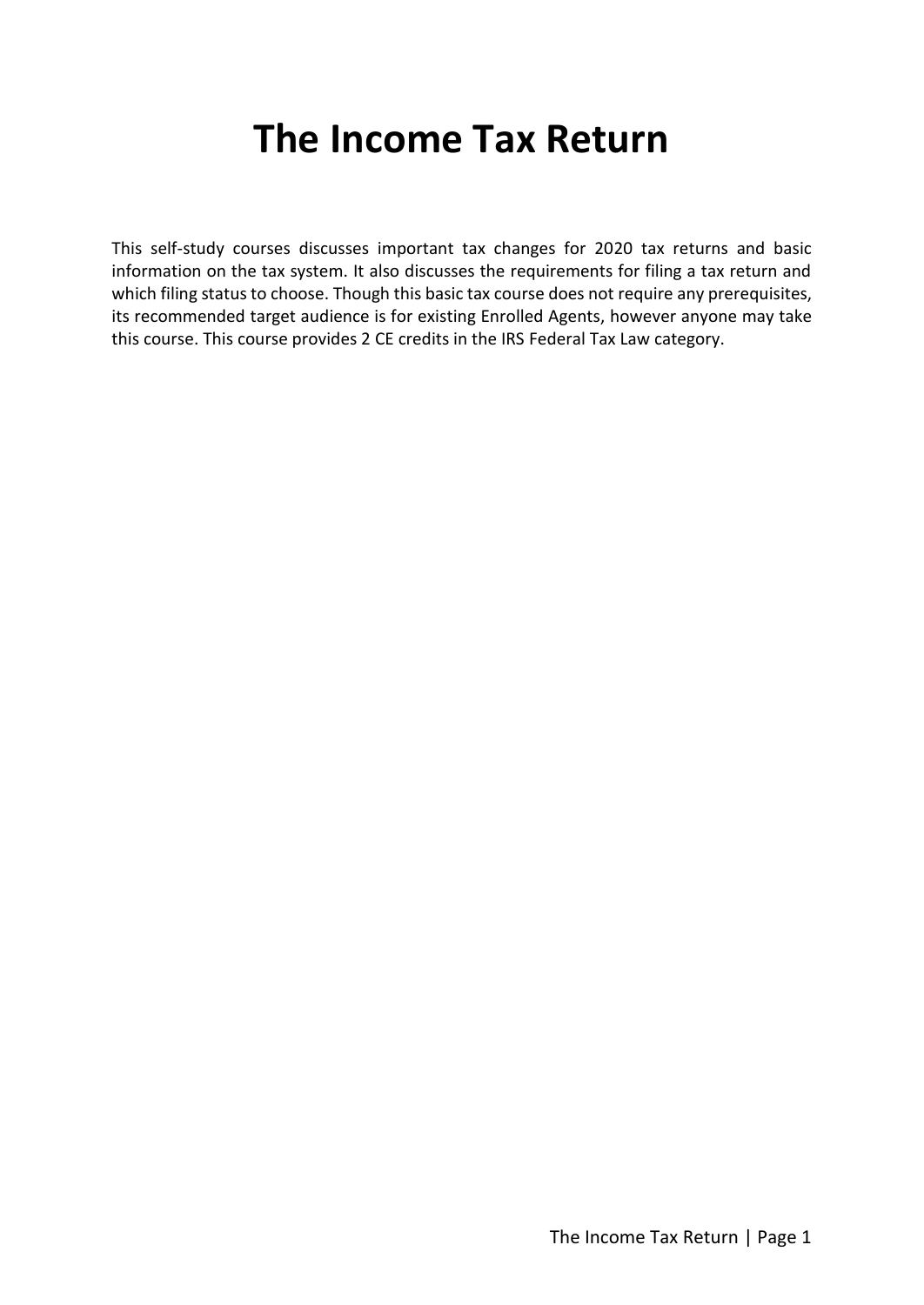# The Income Tax Return

This self-study courses discusses important tax changes for 2020 tax returns and basic information on the tax system. It also discusses the requirements for filing a tax return and which filing status to choose. Though this basic tax course does not require any prerequisites, its recommended target audience is for existing Enrolled Agents, however anyone may take this course. This course provides 2 CE credits in the IRS Federal Tax Law category.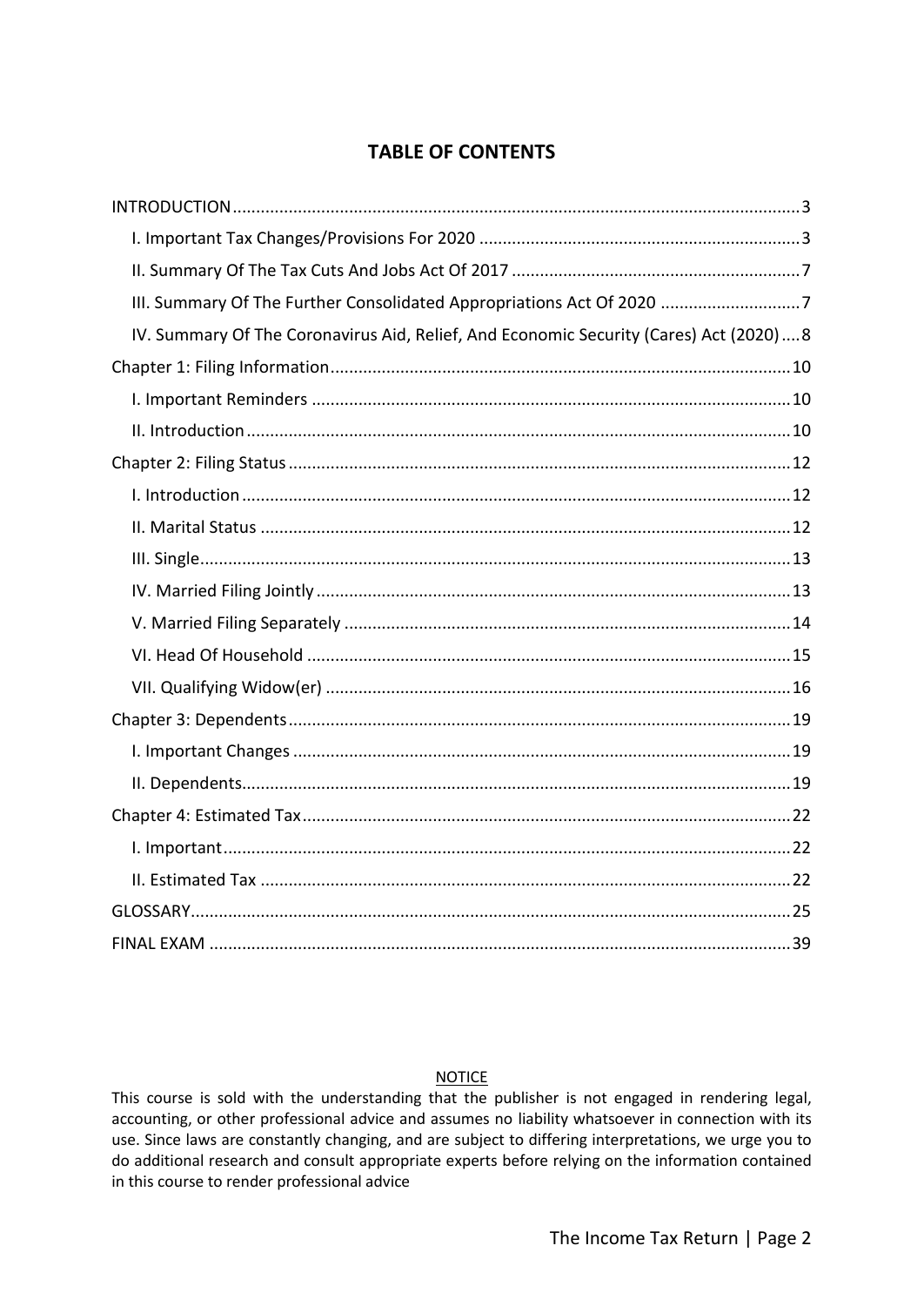## TABLE OF CONTENTS

INTRODUCTION ... 3
- I. Important Tax Changes/Provisions For 2020 ... 3
- II. Summary Of The Tax Cuts And Jobs Act Of 2017 ... 7
- III. Summary Of The Further Consolidated Appropriations Act Of 2020 ... 7
- IV. Summary Of The Coronavirus Aid, Relief, And Economic Security (Cares) Act (2020) ... 8

Chapter 1: Filing Information ... 10
- I. Important Reminders ... 10
- II. Introduction ... 10

Chapter 2: Filing Status ... 12
- I. Introduction ... 12
- II. Marital Status ... 12
- III. Single ... 13
- IV. Married Filing Jointly ... 13
- V. Married Filing Separately ... 14
- VI. Head Of Household ... 15
- VII. Qualifying Widow(er) ... 16

Chapter 3: Dependents ... 19
- I. Important Changes ... 19
- II. Dependents ... 19

Chapter 4: Estimated Tax ... 22
- I. Important ... 22
- II. Estimated Tax ... 22

GLOSSARY ... 25

FINAL EXAM ... 39

NOTICE

This course is sold with the understanding that the publisher is not engaged in rendering legal, accounting, or other professional advice and assumes no liability whatsoever in connection with its use. Since laws are constantly changing, and are subject to differing interpretations, we urge you to do additional research and consult appropriate experts before relying on the information contained in this course to render professional advice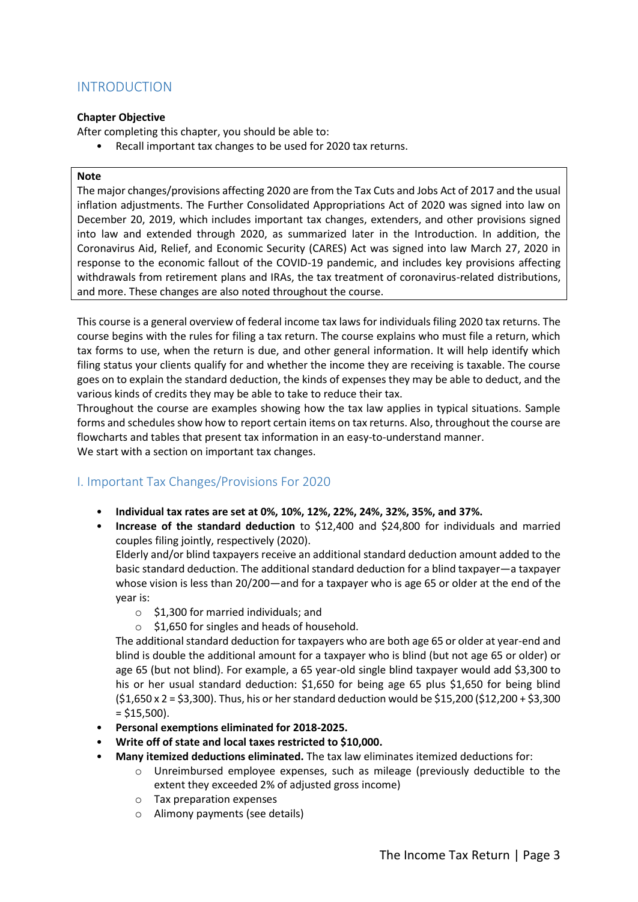## INTRODUCTION

**Chapter Objective**

After completing this chapter, you should be able to:

- Recall important tax changes to be used for 2020 tax returns.

> **Note**
>
> The major changes/provisions affecting 2020 are from the Tax Cuts and Jobs Act of 2017 and the usual inflation adjustments. The Further Consolidated Appropriations Act of 2020 was signed into law on December 20, 2019, which includes important tax changes, extenders, and other provisions signed into law and extended through 2020, as summarized later in the Introduction. In addition, the Coronavirus Aid, Relief, and Economic Security (CARES) Act was signed into law March 27, 2020 in response to the economic fallout of the COVID-19 pandemic, and includes key provisions affecting withdrawals from retirement plans and IRAs, the tax treatment of coronavirus-related distributions, and more. These changes are also noted throughout the course.

This course is a general overview of federal income tax laws for individuals filing 2020 tax returns. The course begins with the rules for filing a tax return. The course explains who must file a return, which tax forms to use, when the return is due, and other general information. It will help identify which filing status your clients qualify for and whether the income they are receiving is taxable. The course goes on to explain the standard deduction, the kinds of expenses they may be able to deduct, and the various kinds of credits they may be able to take to reduce their tax.

Throughout the course are examples showing how the tax law applies in typical situations. Sample forms and schedules show how to report certain items on tax returns. Also, throughout the course are flowcharts and tables that present tax information in an easy-to-understand manner.

We start with a section on important tax changes.

## I. Important Tax Changes/Provisions For 2020

- **Individual tax rates are set at 0%, 10%, 12%, 22%, 24%, 32%, 35%, and 37%.**
- **Increase of the standard deduction** to $12,400 and $24,800 for individuals and married couples filing jointly, respectively (2020).

  Elderly and/or blind taxpayers receive an additional standard deduction amount added to the basic standard deduction. The additional standard deduction for a blind taxpayer—a taxpayer whose vision is less than 20/200—and for a taxpayer who is age 65 or older at the end of the year is:
  - $1,300 for married individuals; and
  - $1,650 for singles and heads of household.

  The additional standard deduction for taxpayers who are both age 65 or older at year-end and blind is double the additional amount for a taxpayer who is blind (but not age 65 or older) or age 65 (but not blind). For example, a 65 year-old single blind taxpayer would add $3,300 to his or her usual standard deduction: $1,650 for being age 65 plus $1,650 for being blind ($1,650 x 2 = $3,300). Thus, his or her standard deduction would be $15,200 ($12,200 + $3,300 = $15,500).
- **Personal exemptions eliminated for 2018-2025.**
- **Write off of state and local taxes restricted to $10,000.**
- **Many itemized deductions eliminated.** The tax law eliminates itemized deductions for:
  - Unreimbursed employee expenses, such as mileage (previously deductible to the extent they exceeded 2% of adjusted gross income)
  - Tax preparation expenses
  - Alimony payments (see details)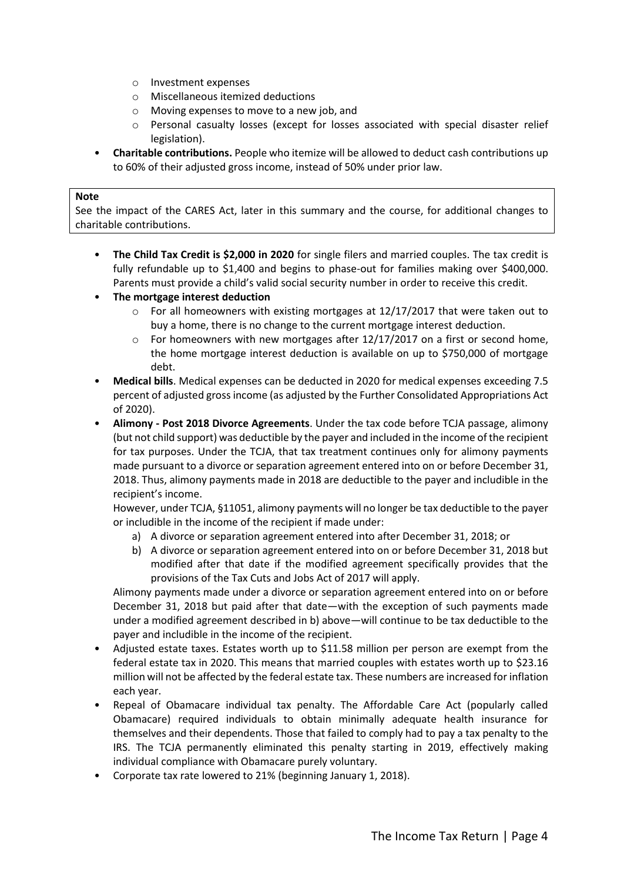- Investment expenses
  - Miscellaneous itemized deductions
  - Moving expenses to move to a new job, and
  - Personal casualty losses (except for losses associated with special disaster relief legislation).
- **Charitable contributions.** People who itemize will be allowed to deduct cash contributions up to 60% of their adjusted gross income, instead of 50% under prior law.

> **Note**
> See the impact of the CARES Act, later in this summary and the course, for additional changes to charitable contributions.

- **The Child Tax Credit is $2,000 in 2020** for single filers and married couples. The tax credit is fully refundable up to $1,400 and begins to phase-out for families making over $400,000. Parents must provide a child's valid social security number in order to receive this credit.
- **The mortgage interest deduction**
  - For all homeowners with existing mortgages at 12/17/2017 that were taken out to buy a home, there is no change to the current mortgage interest deduction.
  - For homeowners with new mortgages after 12/17/2017 on a first or second home, the home mortgage interest deduction is available on up to $750,000 of mortgage debt.
- **Medical bills**. Medical expenses can be deducted in 2020 for medical expenses exceeding 7.5 percent of adjusted gross income (as adjusted by the Further Consolidated Appropriations Act of 2020).
- **Alimony - Post 2018 Divorce Agreements**. Under the tax code before TCJA passage, alimony (but not child support) was deductible by the payer and included in the income of the recipient for tax purposes. Under the TCJA, that tax treatment continues only for alimony payments made pursuant to a divorce or separation agreement entered into on or before December 31, 2018. Thus, alimony payments made in 2018 are deductible to the payer and includible in the recipient's income.

  However, under TCJA, §11051, alimony payments will no longer be tax deductible to the payer or includible in the income of the recipient if made under:
  a) A divorce or separation agreement entered into after December 31, 2018; or
  b) A divorce or separation agreement entered into on or before December 31, 2018 but modified after that date if the modified agreement specifically provides that the provisions of the Tax Cuts and Jobs Act of 2017 will apply.

  Alimony payments made under a divorce or separation agreement entered into on or before December 31, 2018 but paid after that date—with the exception of such payments made under a modified agreement described in b) above—will continue to be tax deductible to the payer and includible in the income of the recipient.
- Adjusted estate taxes. Estates worth up to $11.58 million per person are exempt from the federal estate tax in 2020. This means that married couples with estates worth up to $23.16 million will not be affected by the federal estate tax. These numbers are increased for inflation each year.
- Repeal of Obamacare individual tax penalty. The Affordable Care Act (popularly called Obamacare) required individuals to obtain minimally adequate health insurance for themselves and their dependents. Those that failed to comply had to pay a tax penalty to the IRS. The TCJA permanently eliminated this penalty starting in 2019, effectively making individual compliance with Obamacare purely voluntary.
- Corporate tax rate lowered to 21% (beginning January 1, 2018).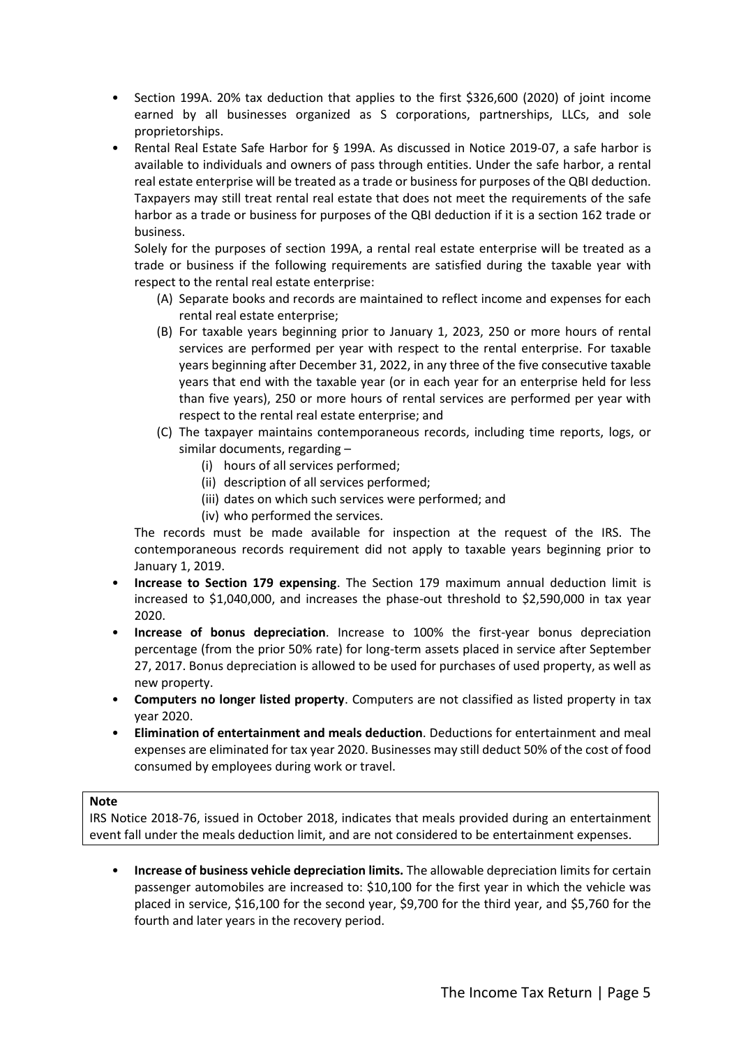- Section 199A. 20% tax deduction that applies to the first $326,600 (2020) of joint income earned by all businesses organized as S corporations, partnerships, LLCs, and sole proprietorships.
- Rental Real Estate Safe Harbor for § 199A. As discussed in Notice 2019-07, a safe harbor is available to individuals and owners of pass through entities. Under the safe harbor, a rental real estate enterprise will be treated as a trade or business for purposes of the QBI deduction. Taxpayers may still treat rental real estate that does not meet the requirements of the safe harbor as a trade or business for purposes of the QBI deduction if it is a section 162 trade or business.

  Solely for the purposes of section 199A, a rental real estate enterprise will be treated as a trade or business if the following requirements are satisfied during the taxable year with respect to the rental real estate enterprise:

  (A) Separate books and records are maintained to reflect income and expenses for each rental real estate enterprise;

  (B) For taxable years beginning prior to January 1, 2023, 250 or more hours of rental services are performed per year with respect to the rental enterprise. For taxable years beginning after December 31, 2022, in any three of the five consecutive taxable years that end with the taxable year (or in each year for an enterprise held for less than five years), 250 or more hours of rental services are performed per year with respect to the rental real estate enterprise; and

  (C) The taxpayer maintains contemporaneous records, including time reports, logs, or similar documents, regarding –

  (i) hours of all services performed;

  (ii) description of all services performed;

  (iii) dates on which such services were performed; and

  (iv) who performed the services.

  The records must be made available for inspection at the request of the IRS. The contemporaneous records requirement did not apply to taxable years beginning prior to January 1, 2019.

- **Increase to Section 179 expensing**. The Section 179 maximum annual deduction limit is increased to $1,040,000, and increases the phase-out threshold to $2,590,000 in tax year 2020.
- **Increase of bonus depreciation**. Increase to 100% the first-year bonus depreciation percentage (from the prior 50% rate) for long-term assets placed in service after September 27, 2017. Bonus depreciation is allowed to be used for purchases of used property, as well as new property.
- **Computers no longer listed property**. Computers are not classified as listed property in tax year 2020.
- **Elimination of entertainment and meals deduction**. Deductions for entertainment and meal expenses are eliminated for tax year 2020. Businesses may still deduct 50% of the cost of food consumed by employees during work or travel.

> **Note**
>
> IRS Notice 2018-76, issued in October 2018, indicates that meals provided during an entertainment event fall under the meals deduction limit, and are not considered to be entertainment expenses.

- **Increase of business vehicle depreciation limits.** The allowable depreciation limits for certain passenger automobiles are increased to: $10,100 for the first year in which the vehicle was placed in service, $16,100 for the second year, $9,700 for the third year, and $5,760 for the fourth and later years in the recovery period.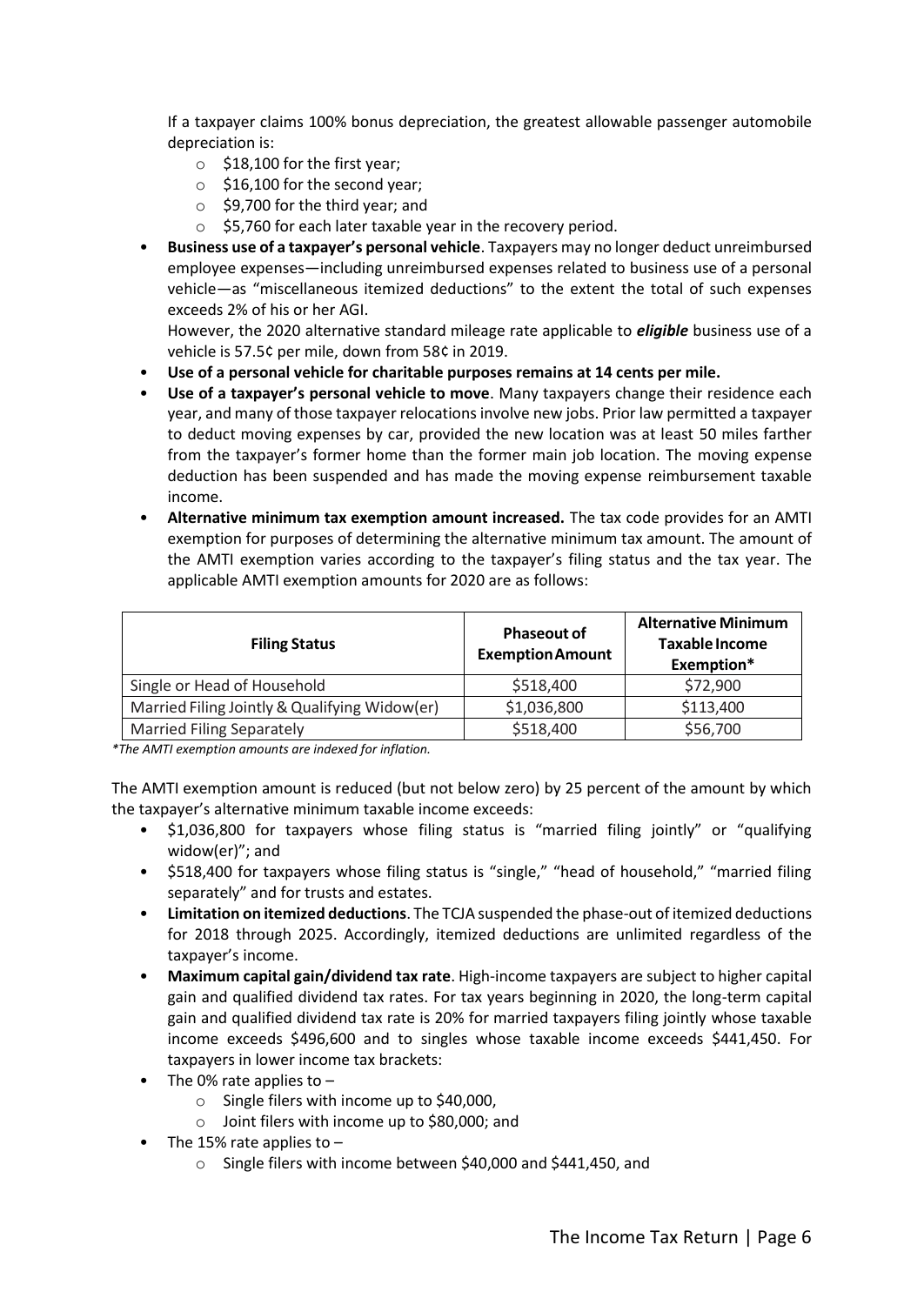If a taxpayer claims 100% bonus depreciation, the greatest allowable passenger automobile depreciation is:

- $18,100 for the first year;
- $16,100 for the second year;
- $9,700 for the third year; and
- $5,760 for each later taxable year in the recovery period.

- **Business use of a taxpayer's personal vehicle**. Taxpayers may no longer deduct unreimbursed employee expenses—including unreimbursed expenses related to business use of a personal vehicle—as "miscellaneous itemized deductions" to the extent the total of such expenses exceeds 2% of his or her AGI.

  However, the 2020 alternative standard mileage rate applicable to ***eligible*** business use of a vehicle is 57.5¢ per mile, down from 58¢ in 2019.
- **Use of a personal vehicle for charitable purposes remains at 14 cents per mile.**
- **Use of a taxpayer's personal vehicle to move**. Many taxpayers change their residence each year, and many of those taxpayer relocations involve new jobs. Prior law permitted a taxpayer to deduct moving expenses by car, provided the new location was at least 50 miles farther from the taxpayer's former home than the former main job location. The moving expense deduction has been suspended and has made the moving expense reimbursement taxable income.
- **Alternative minimum tax exemption amount increased.** The tax code provides for an AMTI exemption for purposes of determining the alternative minimum tax amount. The amount of the AMTI exemption varies according to the taxpayer's filing status and the tax year. The applicable AMTI exemption amounts for 2020 are as follows:

| Filing Status | Phaseout of Exemption Amount | Alternative Minimum Taxable Income Exemption* |
|---|---|---|
| Single or Head of Household | $518,400 | $72,900 |
| Married Filing Jointly & Qualifying Widow(er) | $1,036,800 | $113,400 |
| Married Filing Separately | $518,400 | $56,700 |

*\*The AMTI exemption amounts are indexed for inflation.*

The AMTI exemption amount is reduced (but not below zero) by 25 percent of the amount by which the taxpayer's alternative minimum taxable income exceeds:

- $1,036,800 for taxpayers whose filing status is "married filing jointly" or "qualifying widow(er)"; and
- $518,400 for taxpayers whose filing status is "single," "head of household," "married filing separately" and for trusts and estates.
- **Limitation on itemized deductions**. The TCJA suspended the phase-out of itemized deductions for 2018 through 2025. Accordingly, itemized deductions are unlimited regardless of the taxpayer's income.
- **Maximum capital gain/dividend tax rate**. High-income taxpayers are subject to higher capital gain and qualified dividend tax rates. For tax years beginning in 2020, the long-term capital gain and qualified dividend tax rate is 20% for married taxpayers filing jointly whose taxable income exceeds $496,600 and to singles whose taxable income exceeds $441,450. For taxpayers in lower income tax brackets:
- The 0% rate applies to –
  - Single filers with income up to $40,000,
  - Joint filers with income up to $80,000; and
- The 15% rate applies to –
  - Single filers with income between $40,000 and $441,450, and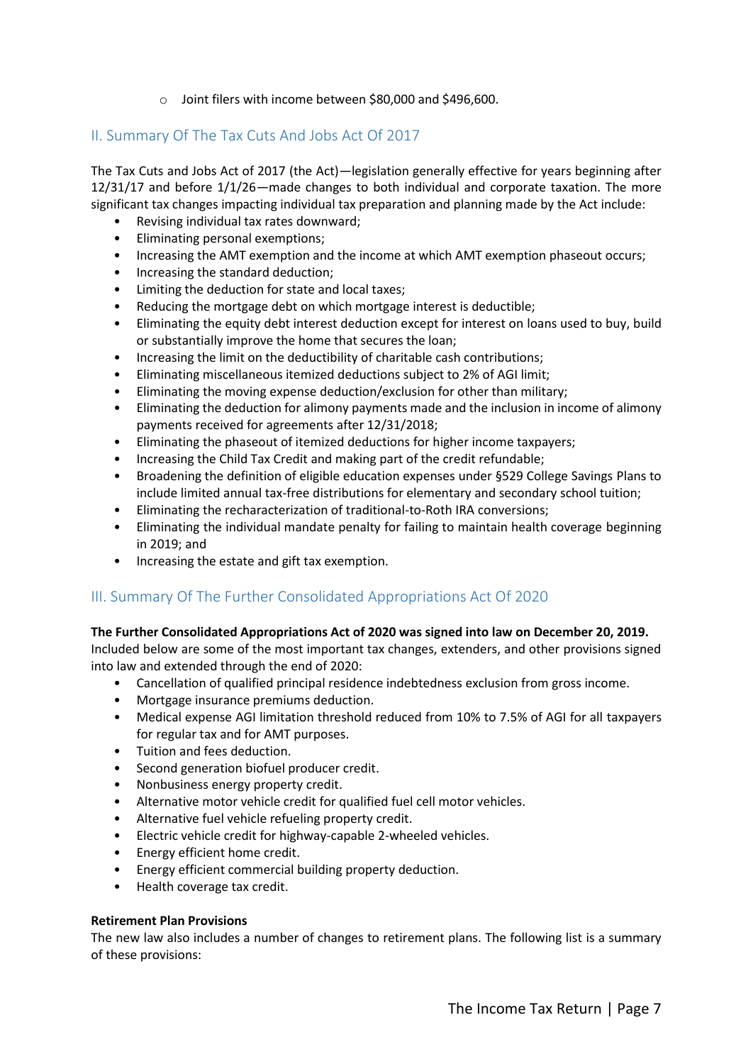- Joint filers with income between $80,000 and $496,600.

## II. Summary Of The Tax Cuts And Jobs Act Of 2017

The Tax Cuts and Jobs Act of 2017 (the Act)—legislation generally effective for years beginning after 12/31/17 and before 1/1/26—made changes to both individual and corporate taxation. The more significant tax changes impacting individual tax preparation and planning made by the Act include:

- Revising individual tax rates downward;
- Eliminating personal exemptions;
- Increasing the AMT exemption and the income at which AMT exemption phaseout occurs;
- Increasing the standard deduction;
- Limiting the deduction for state and local taxes;
- Reducing the mortgage debt on which mortgage interest is deductible;
- Eliminating the equity debt interest deduction except for interest on loans used to buy, build or substantially improve the home that secures the loan;
- Increasing the limit on the deductibility of charitable cash contributions;
- Eliminating miscellaneous itemized deductions subject to 2% of AGI limit;
- Eliminating the moving expense deduction/exclusion for other than military;
- Eliminating the deduction for alimony payments made and the inclusion in income of alimony payments received for agreements after 12/31/2018;
- Eliminating the phaseout of itemized deductions for higher income taxpayers;
- Increasing the Child Tax Credit and making part of the credit refundable;
- Broadening the definition of eligible education expenses under §529 College Savings Plans to include limited annual tax-free distributions for elementary and secondary school tuition;
- Eliminating the recharacterization of traditional-to-Roth IRA conversions;
- Eliminating the individual mandate penalty for failing to maintain health coverage beginning in 2019; and
- Increasing the estate and gift tax exemption.

## III. Summary Of The Further Consolidated Appropriations Act Of 2020

**The Further Consolidated Appropriations Act of 2020 was signed into law on December 20, 2019.** Included below are some of the most important tax changes, extenders, and other provisions signed into law and extended through the end of 2020:

- Cancellation of qualified principal residence indebtedness exclusion from gross income.
- Mortgage insurance premiums deduction.
- Medical expense AGI limitation threshold reduced from 10% to 7.5% of AGI for all taxpayers for regular tax and for AMT purposes.
- Tuition and fees deduction.
- Second generation biofuel producer credit.
- Nonbusiness energy property credit.
- Alternative motor vehicle credit for qualified fuel cell motor vehicles.
- Alternative fuel vehicle refueling property credit.
- Electric vehicle credit for highway-capable 2-wheeled vehicles.
- Energy efficient home credit.
- Energy efficient commercial building property deduction.
- Health coverage tax credit.

**Retirement Plan Provisions**

The new law also includes a number of changes to retirement plans. The following list is a summary of these provisions: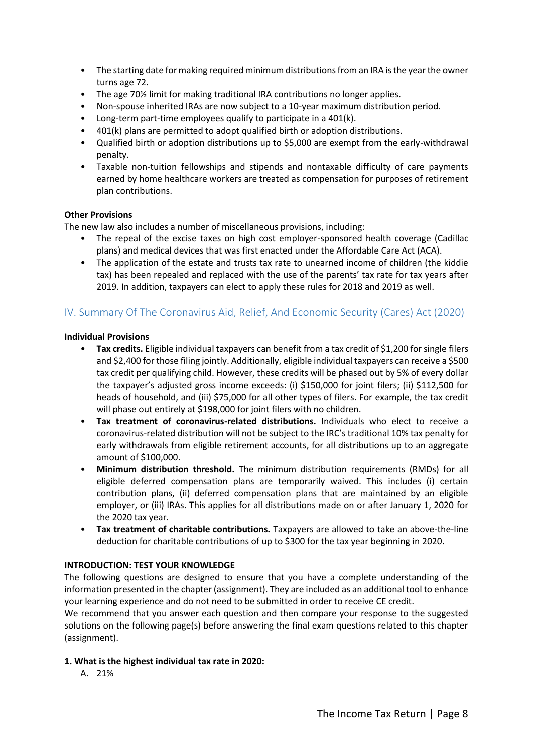- The starting date for making required minimum distributions from an IRA is the year the owner turns age 72.
- The age 70½ limit for making traditional IRA contributions no longer applies.
- Non-spouse inherited IRAs are now subject to a 10-year maximum distribution period.
- Long-term part-time employees qualify to participate in a 401(k).
- 401(k) plans are permitted to adopt qualified birth or adoption distributions.
- Qualified birth or adoption distributions up to $5,000 are exempt from the early-withdrawal penalty.
- Taxable non-tuition fellowships and stipends and nontaxable difficulty of care payments earned by home healthcare workers are treated as compensation for purposes of retirement plan contributions.

**Other Provisions**

The new law also includes a number of miscellaneous provisions, including:

- The repeal of the excise taxes on high cost employer-sponsored health coverage (Cadillac plans) and medical devices that was first enacted under the Affordable Care Act (ACA).
- The application of the estate and trusts tax rate to unearned income of children (the kiddie tax) has been repealed and replaced with the use of the parents' tax rate for tax years after 2019. In addition, taxpayers can elect to apply these rules for 2018 and 2019 as well.

## IV. Summary Of The Coronavirus Aid, Relief, And Economic Security (Cares) Act (2020)

**Individual Provisions**

- **Tax credits.** Eligible individual taxpayers can benefit from a tax credit of $1,200 for single filers and $2,400 for those filing jointly. Additionally, eligible individual taxpayers can receive a $500 tax credit per qualifying child. However, these credits will be phased out by 5% of every dollar the taxpayer's adjusted gross income exceeds: (i) $150,000 for joint filers; (ii) $112,500 for heads of household, and (iii) $75,000 for all other types of filers. For example, the tax credit will phase out entirely at $198,000 for joint filers with no children.
- **Tax treatment of coronavirus-related distributions.** Individuals who elect to receive a coronavirus-related distribution will not be subject to the IRC's traditional 10% tax penalty for early withdrawals from eligible retirement accounts, for all distributions up to an aggregate amount of $100,000.
- **Minimum distribution threshold.** The minimum distribution requirements (RMDs) for all eligible deferred compensation plans are temporarily waived. This includes (i) certain contribution plans, (ii) deferred compensation plans that are maintained by an eligible employer, or (iii) IRAs. This applies for all distributions made on or after January 1, 2020 for the 2020 tax year.
- **Tax treatment of charitable contributions.** Taxpayers are allowed to take an above-the-line deduction for charitable contributions of up to $300 for the tax year beginning in 2020.

**INTRODUCTION: TEST YOUR KNOWLEDGE**

The following questions are designed to ensure that you have a complete understanding of the information presented in the chapter (assignment). They are included as an additional tool to enhance your learning experience and do not need to be submitted in order to receive CE credit.

We recommend that you answer each question and then compare your response to the suggested solutions on the following page(s) before answering the final exam questions related to this chapter (assignment).

**1. What is the highest individual tax rate in 2020:**

A. 21%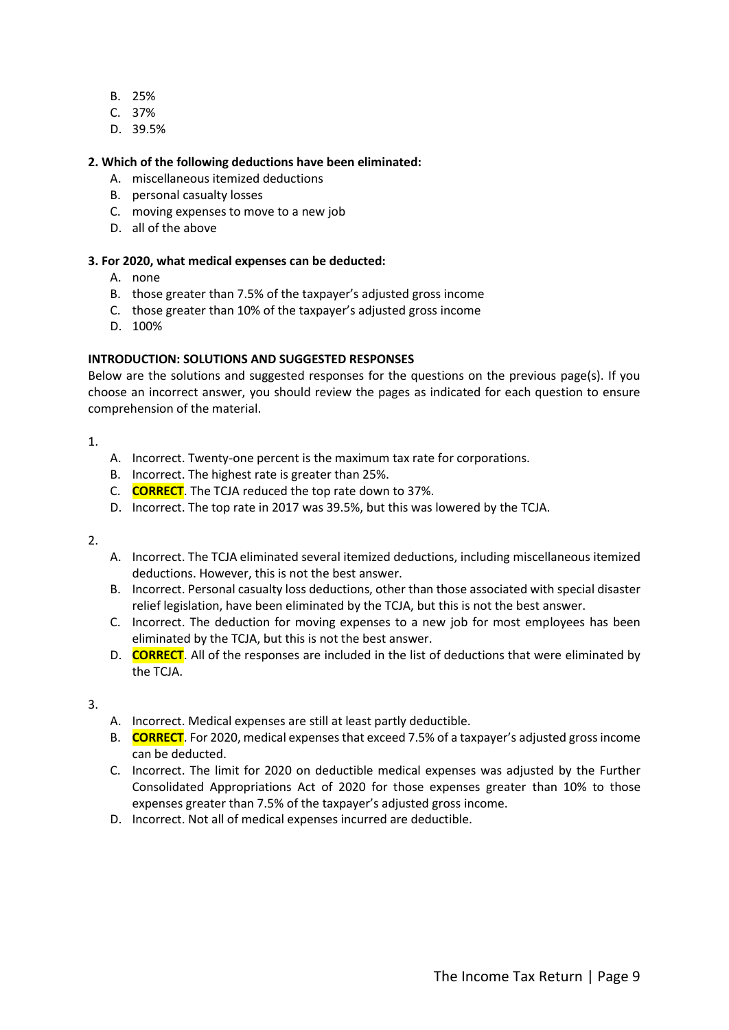B. 25%
C. 37%
D. 39.5%

**2. Which of the following deductions have been eliminated:**

A. miscellaneous itemized deductions
B. personal casualty losses
C. moving expenses to move to a new job
D. all of the above

**3. For 2020, what medical expenses can be deducted:**

A. none
B. those greater than 7.5% of the taxpayer's adjusted gross income
C. those greater than 10% of the taxpayer's adjusted gross income
D. 100%

**INTRODUCTION: SOLUTIONS AND SUGGESTED RESPONSES**

Below are the solutions and suggested responses for the questions on the previous page(s). If you choose an incorrect answer, you should review the pages as indicated for each question to ensure comprehension of the material.

1.

A. Incorrect. Twenty-one percent is the maximum tax rate for corporations.
B. Incorrect. The highest rate is greater than 25%.
C. **CORRECT**. The TCJA reduced the top rate down to 37%.
D. Incorrect. The top rate in 2017 was 39.5%, but this was lowered by the TCJA.

2.

A. Incorrect. The TCJA eliminated several itemized deductions, including miscellaneous itemized deductions. However, this is not the best answer.
B. Incorrect. Personal casualty loss deductions, other than those associated with special disaster relief legislation, have been eliminated by the TCJA, but this is not the best answer.
C. Incorrect. The deduction for moving expenses to a new job for most employees has been eliminated by the TCJA, but this is not the best answer.
D. **CORRECT**. All of the responses are included in the list of deductions that were eliminated by the TCJA.

3.

A. Incorrect. Medical expenses are still at least partly deductible.
B. **CORRECT**. For 2020, medical expenses that exceed 7.5% of a taxpayer's adjusted gross income can be deducted.
C. Incorrect. The limit for 2020 on deductible medical expenses was adjusted by the Further Consolidated Appropriations Act of 2020 for those expenses greater than 10% to those expenses greater than 7.5% of the taxpayer's adjusted gross income.
D. Incorrect. Not all of medical expenses incurred are deductible.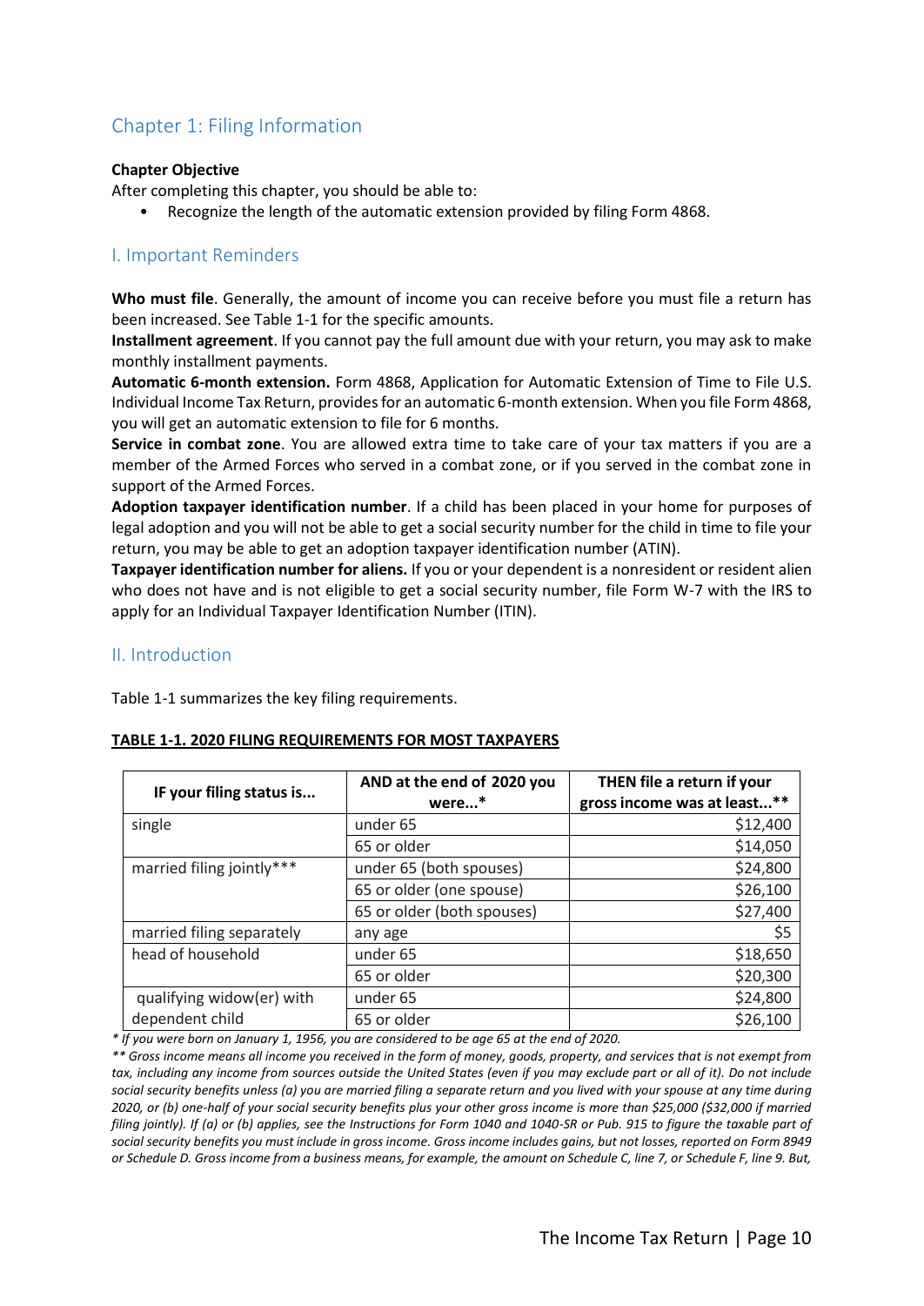# Chapter 1: Filing Information

**Chapter Objective**

After completing this chapter, you should be able to:

- Recognize the length of the automatic extension provided by filing Form 4868.

## I. Important Reminders

**Who must file**. Generally, the amount of income you can receive before you must file a return has been increased. See Table 1-1 for the specific amounts.

**Installment agreement**. If you cannot pay the full amount due with your return, you may ask to make monthly installment payments.

**Automatic 6-month extension.** Form 4868, Application for Automatic Extension of Time to File U.S. Individual Income Tax Return, provides for an automatic 6-month extension. When you file Form 4868, you will get an automatic extension to file for 6 months.

**Service in combat zone**. You are allowed extra time to take care of your tax matters if you are a member of the Armed Forces who served in a combat zone, or if you served in the combat zone in support of the Armed Forces.

**Adoption taxpayer identification number**. If a child has been placed in your home for purposes of legal adoption and you will not be able to get a social security number for the child in time to file your return, you may be able to get an adoption taxpayer identification number (ATIN).

**Taxpayer identification number for aliens.** If you or your dependent is a nonresident or resident alien who does not have and is not eligible to get a social security number, file Form W-7 with the IRS to apply for an Individual Taxpayer Identification Number (ITIN).

## II. Introduction

Table 1-1 summarizes the key filing requirements.

**TABLE 1-1. 2020 FILING REQUIREMENTS FOR MOST TAXPAYERS**

| IF your filing status is... | AND at the end of 2020 you were...* | THEN file a return if your gross income was at least...** |
|---|---|---|
| single | under 65 | $12,400 |
| | 65 or older | $14,050 |
| married filing jointly*** | under 65 (both spouses) | $24,800 |
| | 65 or older (one spouse) | $26,100 |
| | 65 or older (both spouses) | $27,400 |
| married filing separately | any age | $5 |
| head of household | under 65 | $18,650 |
| | 65 or older | $20,300 |
| qualifying widow(er) with dependent child | under 65 | $24,800 |
| | 65 or older | $26,100 |

*\* If you were born on January 1, 1956, you are considered to be age 65 at the end of 2020.*

*\*\* Gross income means all income you received in the form of money, goods, property, and services that is not exempt from tax, including any income from sources outside the United States (even if you may exclude part or all of it). Do not include social security benefits unless (a) you are married filing a separate return and you lived with your spouse at any time during 2020, or (b) one-half of your social security benefits plus your other gross income is more than $25,000 ($32,000 if married filing jointly). If (a) or (b) applies, see the Instructions for Form 1040 and 1040-SR or Pub. 915 to figure the taxable part of social security benefits you must include in gross income. Gross income includes gains, but not losses, reported on Form 8949 or Schedule D. Gross income from a business means, for example, the amount on Schedule C, line 7, or Schedule F, line 9. But,*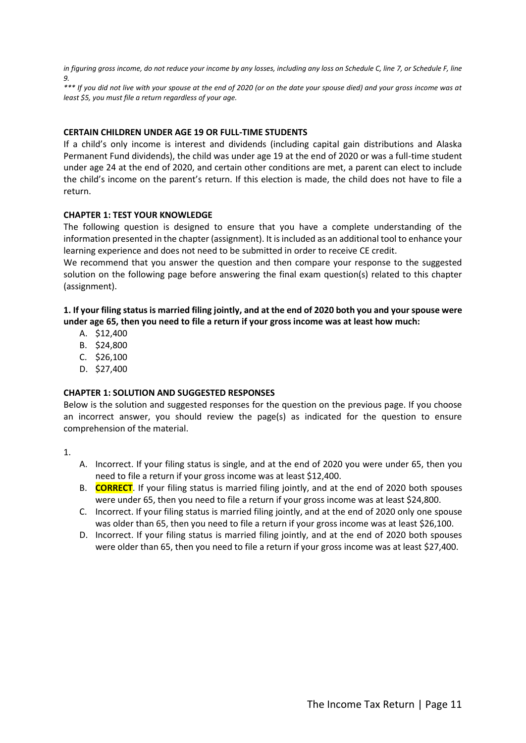*in figuring gross income, do not reduce your income by any losses, including any loss on Schedule C, line 7, or Schedule F, line 9.*

*\*\*\* If you did not live with your spouse at the end of 2020 (or on the date your spouse died) and your gross income was at least $5, you must file a return regardless of your age.*

**CERTAIN CHILDREN UNDER AGE 19 OR FULL-TIME STUDENTS**

If a child's only income is interest and dividends (including capital gain distributions and Alaska Permanent Fund dividends), the child was under age 19 at the end of 2020 or was a full-time student under age 24 at the end of 2020, and certain other conditions are met, a parent can elect to include the child's income on the parent's return. If this election is made, the child does not have to file a return.

**CHAPTER 1: TEST YOUR KNOWLEDGE**

The following question is designed to ensure that you have a complete understanding of the information presented in the chapter (assignment). It is included as an additional tool to enhance your learning experience and does not need to be submitted in order to receive CE credit.

We recommend that you answer the question and then compare your response to the suggested solution on the following page before answering the final exam question(s) related to this chapter (assignment).

**1. If your filing status is married filing jointly, and at the end of 2020 both you and your spouse were under age 65, then you need to file a return if your gross income was at least how much:**

A. $12,400
B. $24,800
C. $26,100
D. $27,400

**CHAPTER 1: SOLUTION AND SUGGESTED RESPONSES**

Below is the solution and suggested responses for the question on the previous page. If you choose an incorrect answer, you should review the page(s) as indicated for the question to ensure comprehension of the material.

1.

A. Incorrect. If your filing status is single, and at the end of 2020 you were under 65, then you need to file a return if your gross income was at least $12,400.
B. **CORRECT**. If your filing status is married filing jointly, and at the end of 2020 both spouses were under 65, then you need to file a return if your gross income was at least $24,800.
C. Incorrect. If your filing status is married filing jointly, and at the end of 2020 only one spouse was older than 65, then you need to file a return if your gross income was at least $26,100.
D. Incorrect. If your filing status is married filing jointly, and at the end of 2020 both spouses were older than 65, then you need to file a return if your gross income was at least $27,400.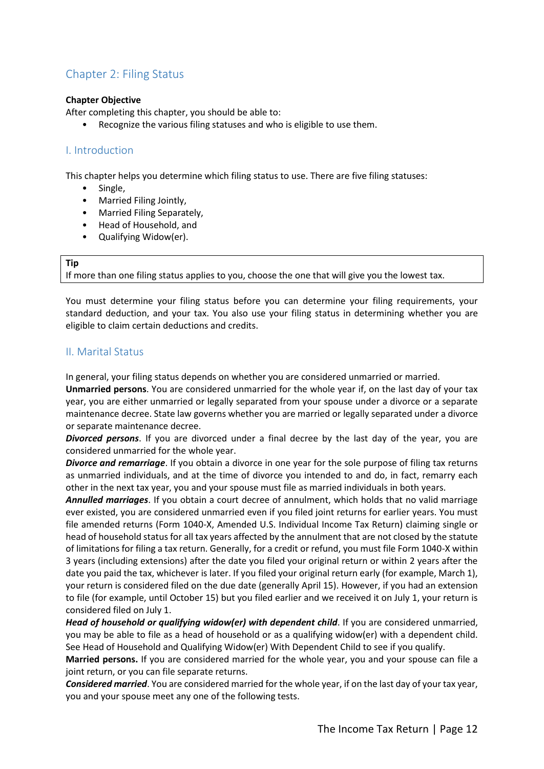# Chapter 2: Filing Status

**Chapter Objective**

After completing this chapter, you should be able to:

- Recognize the various filing statuses and who is eligible to use them.

## I. Introduction

This chapter helps you determine which filing status to use. There are five filing statuses:

- Single,
- Married Filing Jointly,
- Married Filing Separately,
- Head of Household, and
- Qualifying Widow(er).

> **Tip**
> If more than one filing status applies to you, choose the one that will give you the lowest tax.

You must determine your filing status before you can determine your filing requirements, your standard deduction, and your tax. You also use your filing status in determining whether you are eligible to claim certain deductions and credits.

## II. Marital Status

In general, your filing status depends on whether you are considered unmarried or married.

**Unmarried persons**. You are considered unmarried for the whole year if, on the last day of your tax year, you are either unmarried or legally separated from your spouse under a divorce or a separate maintenance decree. State law governs whether you are married or legally separated under a divorce or separate maintenance decree.

***Divorced persons***. If you are divorced under a final decree by the last day of the year, you are considered unmarried for the whole year.

***Divorce and remarriage***. If you obtain a divorce in one year for the sole purpose of filing tax returns as unmarried individuals, and at the time of divorce you intended to and do, in fact, remarry each other in the next tax year, you and your spouse must file as married individuals in both years.

***Annulled marriages***. If you obtain a court decree of annulment, which holds that no valid marriage ever existed, you are considered unmarried even if you filed joint returns for earlier years. You must file amended returns (Form 1040-X, Amended U.S. Individual Income Tax Return) claiming single or head of household status for all tax years affected by the annulment that are not closed by the statute of limitations for filing a tax return. Generally, for a credit or refund, you must file Form 1040-X within 3 years (including extensions) after the date you filed your original return or within 2 years after the date you paid the tax, whichever is later. If you filed your original return early (for example, March 1), your return is considered filed on the due date (generally April 15). However, if you had an extension to file (for example, until October 15) but you filed earlier and we received it on July 1, your return is considered filed on July 1.

***Head of household or qualifying widow(er) with dependent child***. If you are considered unmarried, you may be able to file as a head of household or as a qualifying widow(er) with a dependent child. See Head of Household and Qualifying Widow(er) With Dependent Child to see if you qualify.

**Married persons.** If you are considered married for the whole year, you and your spouse can file a joint return, or you can file separate returns.

***Considered married***. You are considered married for the whole year, if on the last day of your tax year, you and your spouse meet any one of the following tests.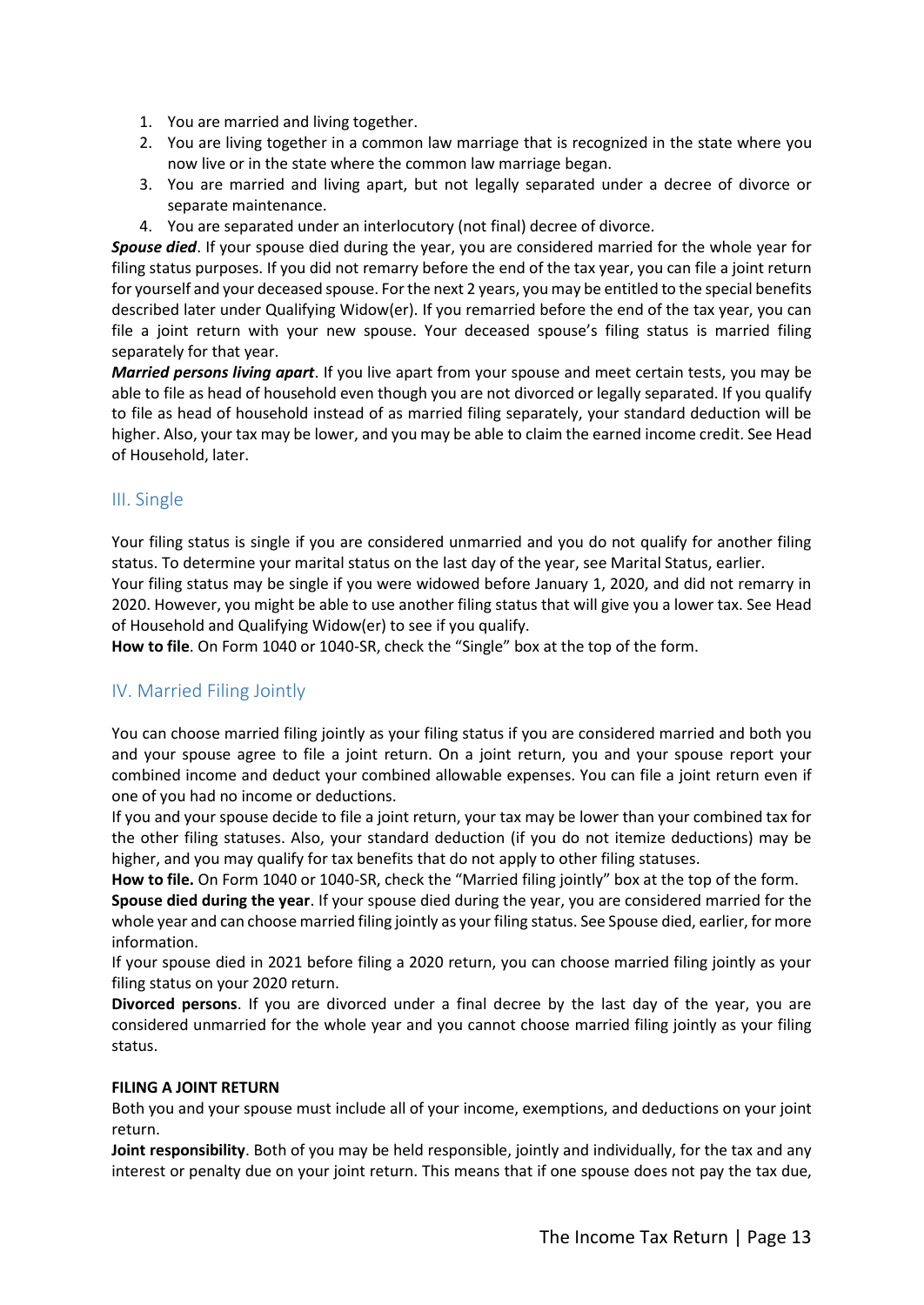1. You are married and living together.
2. You are living together in a common law marriage that is recognized in the state where you now live or in the state where the common law marriage began.
3. You are married and living apart, but not legally separated under a decree of divorce or separate maintenance.
4. You are separated under an interlocutory (not final) decree of divorce.

***Spouse died***. If your spouse died during the year, you are considered married for the whole year for filing status purposes. If you did not remarry before the end of the tax year, you can file a joint return for yourself and your deceased spouse. For the next 2 years, you may be entitled to the special benefits described later under Qualifying Widow(er). If you remarried before the end of the tax year, you can file a joint return with your new spouse. Your deceased spouse's filing status is married filing separately for that year.

***Married persons living apart***. If you live apart from your spouse and meet certain tests, you may be able to file as head of household even though you are not divorced or legally separated. If you qualify to file as head of household instead of as married filing separately, your standard deduction will be higher. Also, your tax may be lower, and you may be able to claim the earned income credit. See Head of Household, later.

## III. Single

Your filing status is single if you are considered unmarried and you do not qualify for another filing status. To determine your marital status on the last day of the year, see Marital Status, earlier.

Your filing status may be single if you were widowed before January 1, 2020, and did not remarry in 2020. However, you might be able to use another filing status that will give you a lower tax. See Head of Household and Qualifying Widow(er) to see if you qualify.

**How to file**. On Form 1040 or 1040-SR, check the "Single" box at the top of the form.

## IV. Married Filing Jointly

You can choose married filing jointly as your filing status if you are considered married and both you and your spouse agree to file a joint return. On a joint return, you and your spouse report your combined income and deduct your combined allowable expenses. You can file a joint return even if one of you had no income or deductions.

If you and your spouse decide to file a joint return, your tax may be lower than your combined tax for the other filing statuses. Also, your standard deduction (if you do not itemize deductions) may be higher, and you may qualify for tax benefits that do not apply to other filing statuses.

**How to file.** On Form 1040 or 1040-SR, check the "Married filing jointly" box at the top of the form.

**Spouse died during the year**. If your spouse died during the year, you are considered married for the whole year and can choose married filing jointly as your filing status. See Spouse died, earlier, for more information.

If your spouse died in 2021 before filing a 2020 return, you can choose married filing jointly as your filing status on your 2020 return.

**Divorced persons**. If you are divorced under a final decree by the last day of the year, you are considered unmarried for the whole year and you cannot choose married filing jointly as your filing status.

**FILING A JOINT RETURN**

Both you and your spouse must include all of your income, exemptions, and deductions on your joint return.

**Joint responsibility**. Both of you may be held responsible, jointly and individually, for the tax and any interest or penalty due on your joint return. This means that if one spouse does not pay the tax due,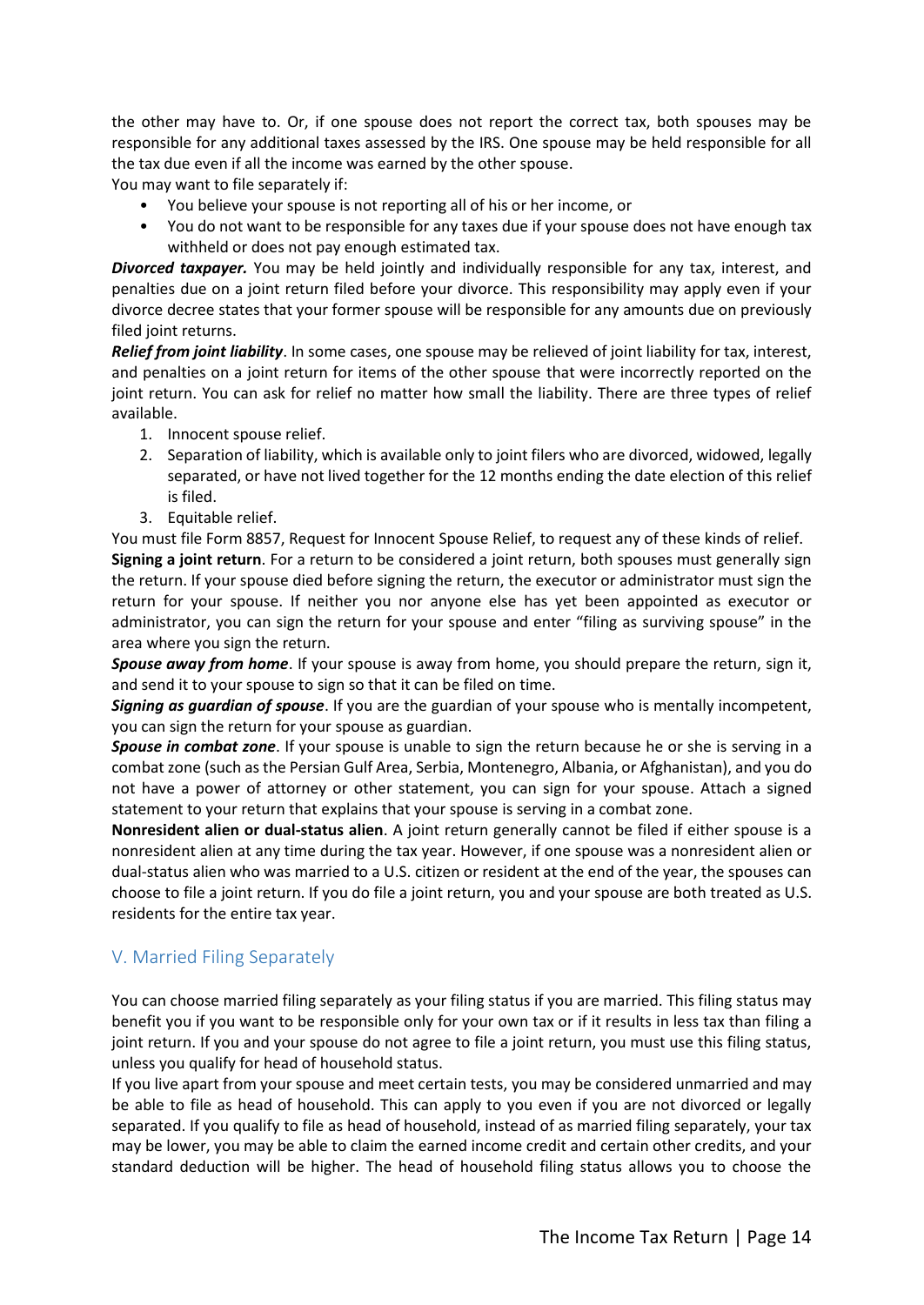the other may have to. Or, if one spouse does not report the correct tax, both spouses may be responsible for any additional taxes assessed by the IRS. One spouse may be held responsible for all the tax due even if all the income was earned by the other spouse.

You may want to file separately if:

- You believe your spouse is not reporting all of his or her income, or
- You do not want to be responsible for any taxes due if your spouse does not have enough tax withheld or does not pay enough estimated tax.

***Divorced taxpayer.*** You may be held jointly and individually responsible for any tax, interest, and penalties due on a joint return filed before your divorce. This responsibility may apply even if your divorce decree states that your former spouse will be responsible for any amounts due on previously filed joint returns.

***Relief from joint liability***. In some cases, one spouse may be relieved of joint liability for tax, interest, and penalties on a joint return for items of the other spouse that were incorrectly reported on the joint return. You can ask for relief no matter how small the liability. There are three types of relief available.

1. Innocent spouse relief.
2. Separation of liability, which is available only to joint filers who are divorced, widowed, legally separated, or have not lived together for the 12 months ending the date election of this relief is filed.
3. Equitable relief.

You must file Form 8857, Request for Innocent Spouse Relief, to request any of these kinds of relief.

**Signing a joint return**. For a return to be considered a joint return, both spouses must generally sign the return. If your spouse died before signing the return, the executor or administrator must sign the return for your spouse. If neither you nor anyone else has yet been appointed as executor or administrator, you can sign the return for your spouse and enter "filing as surviving spouse" in the area where you sign the return.

***Spouse away from home***. If your spouse is away from home, you should prepare the return, sign it, and send it to your spouse to sign so that it can be filed on time.

***Signing as guardian of spouse***. If you are the guardian of your spouse who is mentally incompetent, you can sign the return for your spouse as guardian.

***Spouse in combat zone***. If your spouse is unable to sign the return because he or she is serving in a combat zone (such as the Persian Gulf Area, Serbia, Montenegro, Albania, or Afghanistan), and you do not have a power of attorney or other statement, you can sign for your spouse. Attach a signed statement to your return that explains that your spouse is serving in a combat zone.

**Nonresident alien or dual-status alien**. A joint return generally cannot be filed if either spouse is a nonresident alien at any time during the tax year. However, if one spouse was a nonresident alien or dual-status alien who was married to a U.S. citizen or resident at the end of the year, the spouses can choose to file a joint return. If you do file a joint return, you and your spouse are both treated as U.S. residents for the entire tax year.

## V. Married Filing Separately

You can choose married filing separately as your filing status if you are married. This filing status may benefit you if you want to be responsible only for your own tax or if it results in less tax than filing a joint return. If you and your spouse do not agree to file a joint return, you must use this filing status, unless you qualify for head of household status.

If you live apart from your spouse and meet certain tests, you may be considered unmarried and may be able to file as head of household. This can apply to you even if you are not divorced or legally separated. If you qualify to file as head of household, instead of as married filing separately, your tax may be lower, you may be able to claim the earned income credit and certain other credits, and your standard deduction will be higher. The head of household filing status allows you to choose the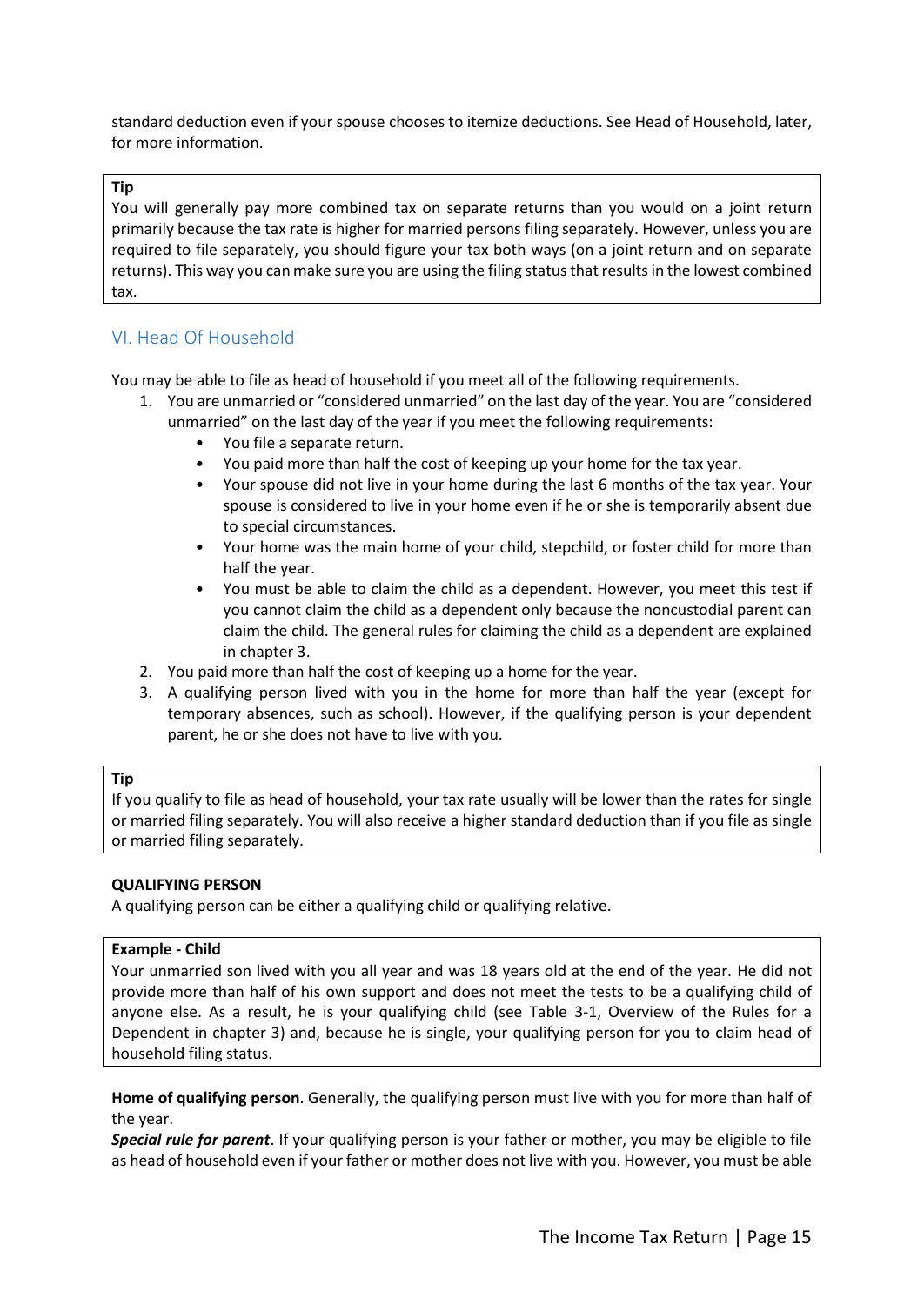standard deduction even if your spouse chooses to itemize deductions. See Head of Household, later, for more information.

> **Tip**
> You will generally pay more combined tax on separate returns than you would on a joint return primarily because the tax rate is higher for married persons filing separately. However, unless you are required to file separately, you should figure your tax both ways (on a joint return and on separate returns). This way you can make sure you are using the filing status that results in the lowest combined tax.

## VI. Head Of Household

You may be able to file as head of household if you meet all of the following requirements.

1. You are unmarried or "considered unmarried" on the last day of the year. You are "considered unmarried" on the last day of the year if you meet the following requirements:
   - You file a separate return.
   - You paid more than half the cost of keeping up your home for the tax year.
   - Your spouse did not live in your home during the last 6 months of the tax year. Your spouse is considered to live in your home even if he or she is temporarily absent due to special circumstances.
   - Your home was the main home of your child, stepchild, or foster child for more than half the year.
   - You must be able to claim the child as a dependent. However, you meet this test if you cannot claim the child as a dependent only because the noncustodial parent can claim the child. The general rules for claiming the child as a dependent are explained in chapter 3.
2. You paid more than half the cost of keeping up a home for the year.
3. A qualifying person lived with you in the home for more than half the year (except for temporary absences, such as school). However, if the qualifying person is your dependent parent, he or she does not have to live with you.

> **Tip**
> If you qualify to file as head of household, your tax rate usually will be lower than the rates for single or married filing separately. You will also receive a higher standard deduction than if you file as single or married filing separately.

**QUALIFYING PERSON**

A qualifying person can be either a qualifying child or qualifying relative.

> **Example - Child**
> Your unmarried son lived with you all year and was 18 years old at the end of the year. He did not provide more than half of his own support and does not meet the tests to be a qualifying child of anyone else. As a result, he is your qualifying child (see Table 3-1, Overview of the Rules for a Dependent in chapter 3) and, because he is single, your qualifying person for you to claim head of household filing status.

**Home of qualifying person**. Generally, the qualifying person must live with you for more than half of the year.

***Special rule for parent***. If your qualifying person is your father or mother, you may be eligible to file as head of household even if your father or mother does not live with you. However, you must be able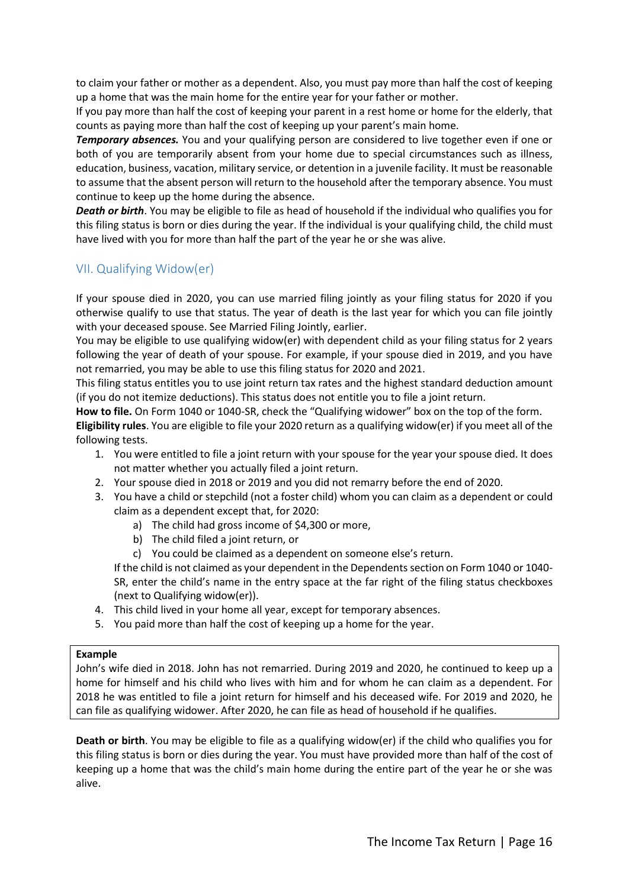to claim your father or mother as a dependent. Also, you must pay more than half the cost of keeping up a home that was the main home for the entire year for your father or mother.

If you pay more than half the cost of keeping your parent in a rest home or home for the elderly, that counts as paying more than half the cost of keeping up your parent's main home.

***Temporary absences.*** You and your qualifying person are considered to live together even if one or both of you are temporarily absent from your home due to special circumstances such as illness, education, business, vacation, military service, or detention in a juvenile facility. It must be reasonable to assume that the absent person will return to the household after the temporary absence. You must continue to keep up the home during the absence.

***Death or birth***. You may be eligible to file as head of household if the individual who qualifies you for this filing status is born or dies during the year. If the individual is your qualifying child, the child must have lived with you for more than half the part of the year he or she was alive.

## VII. Qualifying Widow(er)

If your spouse died in 2020, you can use married filing jointly as your filing status for 2020 if you otherwise qualify to use that status. The year of death is the last year for which you can file jointly with your deceased spouse. See Married Filing Jointly, earlier.

You may be eligible to use qualifying widow(er) with dependent child as your filing status for 2 years following the year of death of your spouse. For example, if your spouse died in 2019, and you have not remarried, you may be able to use this filing status for 2020 and 2021.

This filing status entitles you to use joint return tax rates and the highest standard deduction amount (if you do not itemize deductions). This status does not entitle you to file a joint return.

**How to file.** On Form 1040 or 1040-SR, check the "Qualifying widower" box on the top of the form.

**Eligibility rules**. You are eligible to file your 2020 return as a qualifying widow(er) if you meet all of the following tests.

1. You were entitled to file a joint return with your spouse for the year your spouse died. It does not matter whether you actually filed a joint return.
2. Your spouse died in 2018 or 2019 and you did not remarry before the end of 2020.
3. You have a child or stepchild (not a foster child) whom you can claim as a dependent or could claim as a dependent except that, for 2020:
   a) The child had gross income of $4,300 or more,
   b) The child filed a joint return, or
   c) You could be claimed as a dependent on someone else's return.

   If the child is not claimed as your dependent in the Dependents section on Form 1040 or 1040-SR, enter the child's name in the entry space at the far right of the filing status checkboxes (next to Qualifying widow(er)).
4. This child lived in your home all year, except for temporary absences.
5. You paid more than half the cost of keeping up a home for the year.

> **Example**
>
> John's wife died in 2018. John has not remarried. During 2019 and 2020, he continued to keep up a home for himself and his child who lives with him and for whom he can claim as a dependent. For 2018 he was entitled to file a joint return for himself and his deceased wife. For 2019 and 2020, he can file as qualifying widower. After 2020, he can file as head of household if he qualifies.

**Death or birth**. You may be eligible to file as a qualifying widow(er) if the child who qualifies you for this filing status is born or dies during the year. You must have provided more than half of the cost of keeping up a home that was the child's main home during the entire part of the year he or she was alive.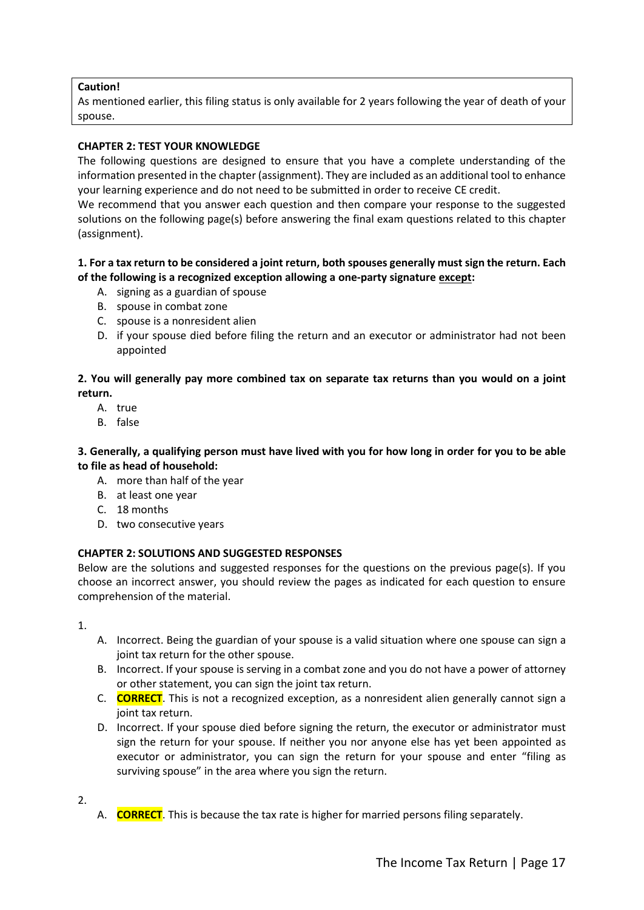> **Caution!**
> As mentioned earlier, this filing status is only available for 2 years following the year of death of your spouse.

**CHAPTER 2: TEST YOUR KNOWLEDGE**

The following questions are designed to ensure that you have a complete understanding of the information presented in the chapter (assignment). They are included as an additional tool to enhance your learning experience and do not need to be submitted in order to receive CE credit.

We recommend that you answer each question and then compare your response to the suggested solutions on the following page(s) before answering the final exam questions related to this chapter (assignment).

**1. For a tax return to be considered a joint return, both spouses generally must sign the return. Each of the following is a recognized exception allowing a one-party signature <u>except</u>:**

A. signing as a guardian of spouse
B. spouse in combat zone
C. spouse is a nonresident alien
D. if your spouse died before filing the return and an executor or administrator had not been appointed

**2. You will generally pay more combined tax on separate tax returns than you would on a joint return.**

A. true
B. false

**3. Generally, a qualifying person must have lived with you for how long in order for you to be able to file as head of household:**

A. more than half of the year
B. at least one year
C. 18 months
D. two consecutive years

**CHAPTER 2: SOLUTIONS AND SUGGESTED RESPONSES**

Below are the solutions and suggested responses for the questions on the previous page(s). If you choose an incorrect answer, you should review the pages as indicated for each question to ensure comprehension of the material.

1.

A. Incorrect. Being the guardian of your spouse is a valid situation where one spouse can sign a joint tax return for the other spouse.
B. Incorrect. If your spouse is serving in a combat zone and you do not have a power of attorney or other statement, you can sign the joint tax return.
C. **CORRECT**. This is not a recognized exception, as a nonresident alien generally cannot sign a joint tax return.
D. Incorrect. If your spouse died before signing the return, the executor or administrator must sign the return for your spouse. If neither you nor anyone else has yet been appointed as executor or administrator, you can sign the return for your spouse and enter "filing as surviving spouse" in the area where you sign the return.

2.

A. **CORRECT**. This is because the tax rate is higher for married persons filing separately.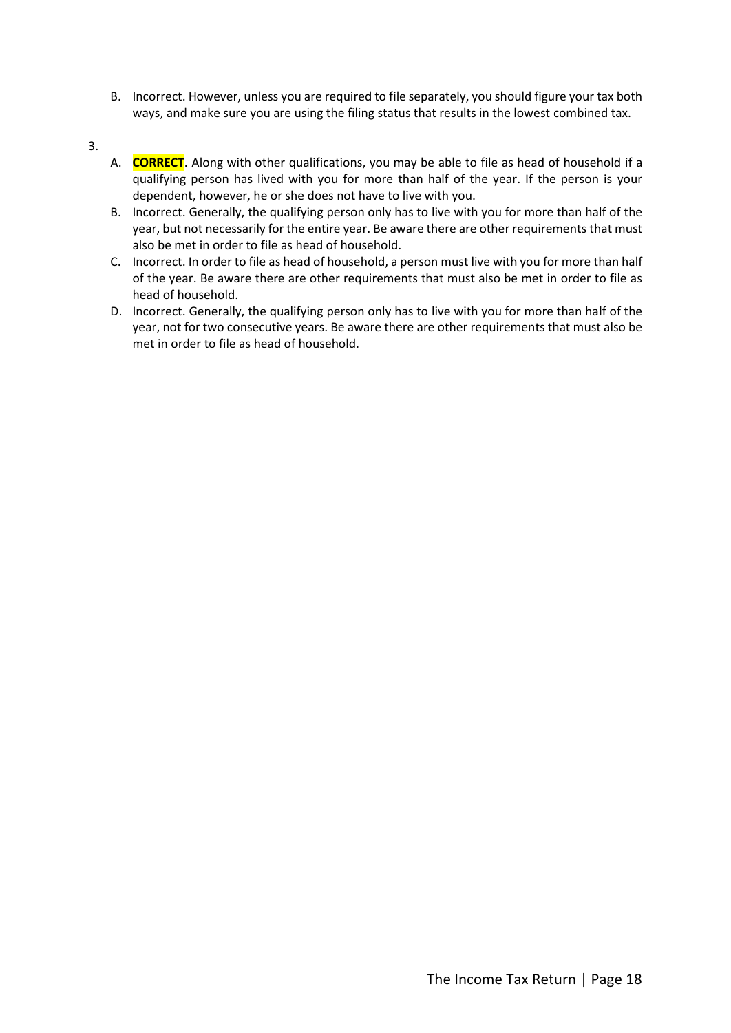B. Incorrect. However, unless you are required to file separately, you should figure your tax both ways, and make sure you are using the filing status that results in the lowest combined tax.

3.

A. **CORRECT**. Along with other qualifications, you may be able to file as head of household if a qualifying person has lived with you for more than half of the year. If the person is your dependent, however, he or she does not have to live with you.

B. Incorrect. Generally, the qualifying person only has to live with you for more than half of the year, but not necessarily for the entire year. Be aware there are other requirements that must also be met in order to file as head of household.

C. Incorrect. In order to file as head of household, a person must live with you for more than half of the year. Be aware there are other requirements that must also be met in order to file as head of household.

D. Incorrect. Generally, the qualifying person only has to live with you for more than half of the year, not for two consecutive years. Be aware there are other requirements that must also be met in order to file as head of household.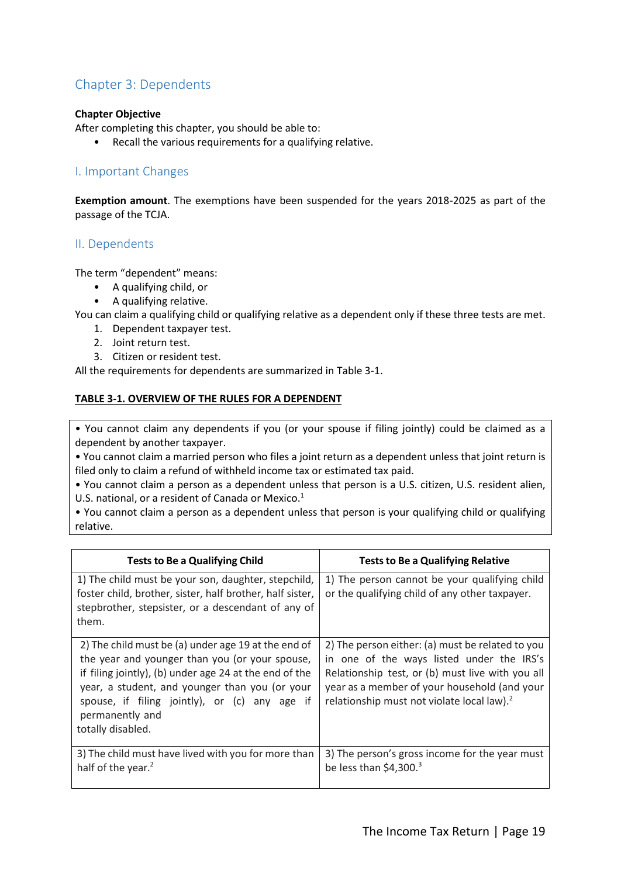## Chapter 3: Dependents

**Chapter Objective**

After completing this chapter, you should be able to:

- Recall the various requirements for a qualifying relative.

### I. Important Changes

**Exemption amount**. The exemptions have been suspended for the years 2018-2025 as part of the passage of the TCJA.

### II. Dependents

The term "dependent" means:

- A qualifying child, or
- A qualifying relative.

You can claim a qualifying child or qualifying relative as a dependent only if these three tests are met.

1. Dependent taxpayer test.
2. Joint return test.
3. Citizen or resident test.

All the requirements for dependents are summarized in Table 3-1.

**TABLE 3-1. OVERVIEW OF THE RULES FOR A DEPENDENT**

- You cannot claim any dependents if you (or your spouse if filing jointly) could be claimed as a dependent by another taxpayer.
- You cannot claim a married person who files a joint return as a dependent unless that joint return is filed only to claim a refund of withheld income tax or estimated tax paid.
- You cannot claim a person as a dependent unless that person is a U.S. citizen, U.S. resident alien, U.S. national, or a resident of Canada or Mexico.[1]
- You cannot claim a person as a dependent unless that person is your qualifying child or qualifying relative.

| Tests to Be a Qualifying Child | Tests to Be a Qualifying Relative |
|---|---|
| 1) The child must be your son, daughter, stepchild, foster child, brother, sister, half brother, half sister, stepbrother, stepsister, or a descendant of any of them. | 1) The person cannot be your qualifying child or the qualifying child of any other taxpayer. |
| 2) The child must be (a) under age 19 at the end of the year and younger than you (or your spouse, if filing jointly), (b) under age 24 at the end of the year, a student, and younger than you (or your spouse, if filing jointly), or (c) any age if permanently and totally disabled. | 2) The person either: (a) must be related to you in one of the ways listed under the IRS's Relationship test, or (b) must live with you all year as a member of your household (and your relationship must not violate local law).[2] |
| 3) The child must have lived with you for more than half of the year.[2] | 3) The person's gross income for the year must be less than $4,300.[3] |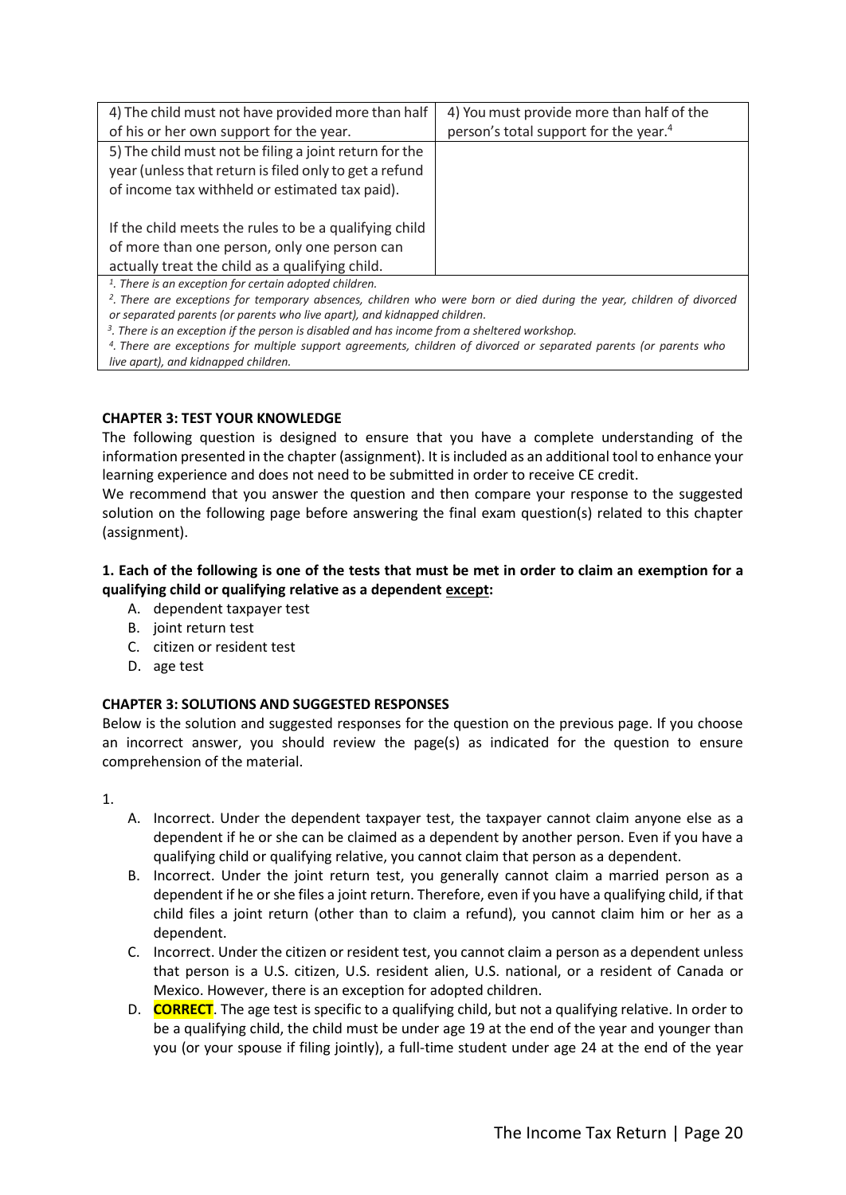| | |
|---|---|
| 4) The child must not have provided more than half of his or her own support for the year. | 4) You must provide more than half of the person's total support for the year.[4] |
| 5) The child must not be filing a joint return for the year (unless that return is filed only to get a refund of income tax withheld or estimated tax paid).<br><br>If the child meets the rules to be a qualifying child of more than one person, only one person can actually treat the child as a qualifying child. | |

*[1]. There is an exception for certain adopted children.*
*[2]. There are exceptions for temporary absences, children who were born or died during the year, children of divorced or separated parents (or parents who live apart), and kidnapped children.*
*[3]. There is an exception if the person is disabled and has income from a sheltered workshop.*
*[4]. There are exceptions for multiple support agreements, children of divorced or separated parents (or parents who live apart), and kidnapped children.*

## CHAPTER 3: TEST YOUR KNOWLEDGE

The following question is designed to ensure that you have a complete understanding of the information presented in the chapter (assignment). It is included as an additional tool to enhance your learning experience and does not need to be submitted in order to receive CE credit.

We recommend that you answer the question and then compare your response to the suggested solution on the following page before answering the final exam question(s) related to this chapter (assignment).

**1. Each of the following is one of the tests that must be met in order to claim an exemption for a qualifying child or qualifying relative as a dependent <u>except</u>:**

A. dependent taxpayer test
B. joint return test
C. citizen or resident test
D. age test

## CHAPTER 3: SOLUTIONS AND SUGGESTED RESPONSES

Below is the solution and suggested responses for the question on the previous page. If you choose an incorrect answer, you should review the page(s) as indicated for the question to ensure comprehension of the material.

1.

A. Incorrect. Under the dependent taxpayer test, the taxpayer cannot claim anyone else as a dependent if he or she can be claimed as a dependent by another person. Even if you have a qualifying child or qualifying relative, you cannot claim that person as a dependent.
B. Incorrect. Under the joint return test, you generally cannot claim a married person as a dependent if he or she files a joint return. Therefore, even if you have a qualifying child, if that child files a joint return (other than to claim a refund), you cannot claim him or her as a dependent.
C. Incorrect. Under the citizen or resident test, you cannot claim a person as a dependent unless that person is a U.S. citizen, U.S. resident alien, U.S. national, or a resident of Canada or Mexico. However, there is an exception for adopted children.
D. **CORRECT**. The age test is specific to a qualifying child, but not a qualifying relative. In order to be a qualifying child, the child must be under age 19 at the end of the year and younger than you (or your spouse if filing jointly), a full-time student under age 24 at the end of the year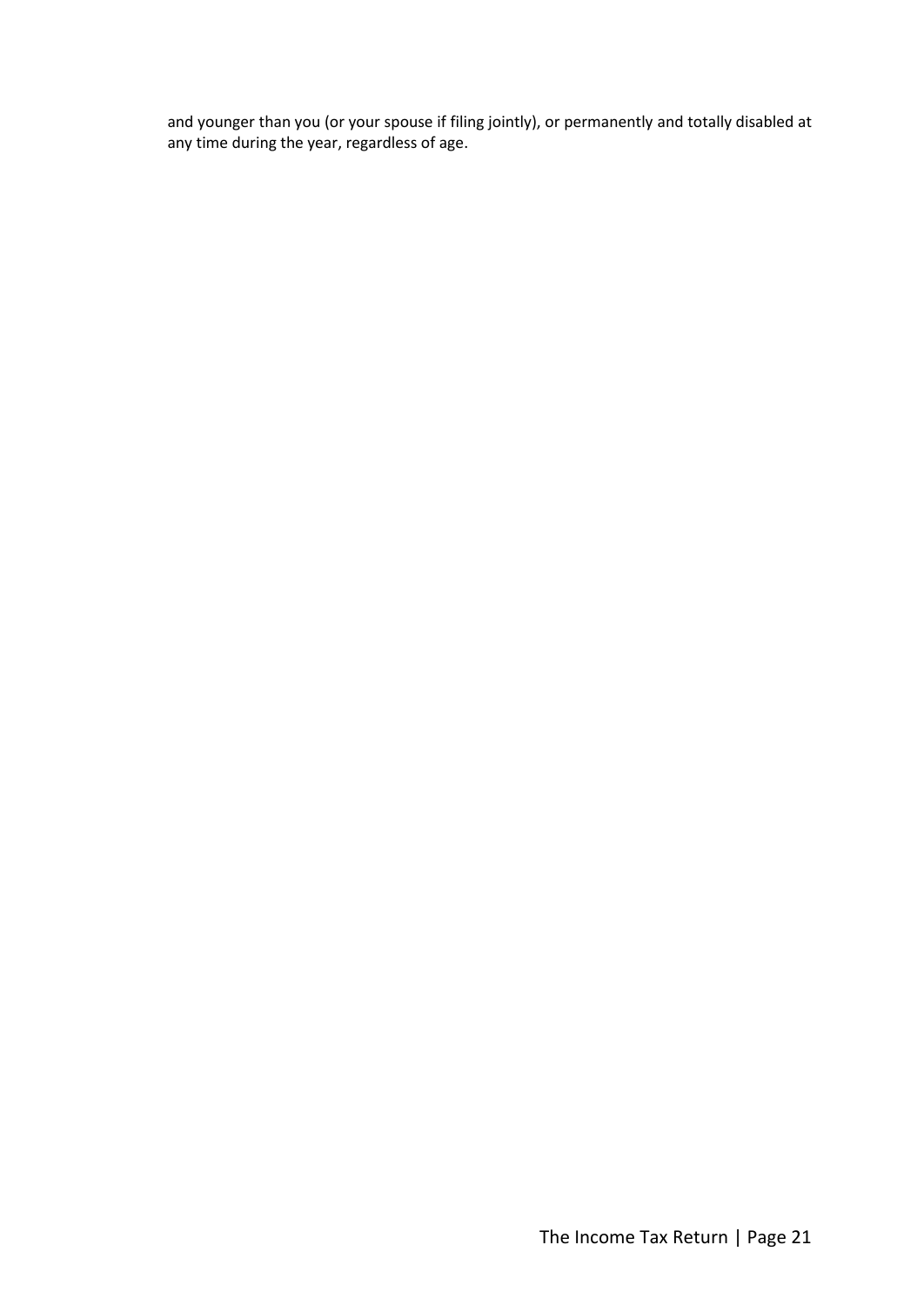and younger than you (or your spouse if filing jointly), or permanently and totally disabled at any time during the year, regardless of age.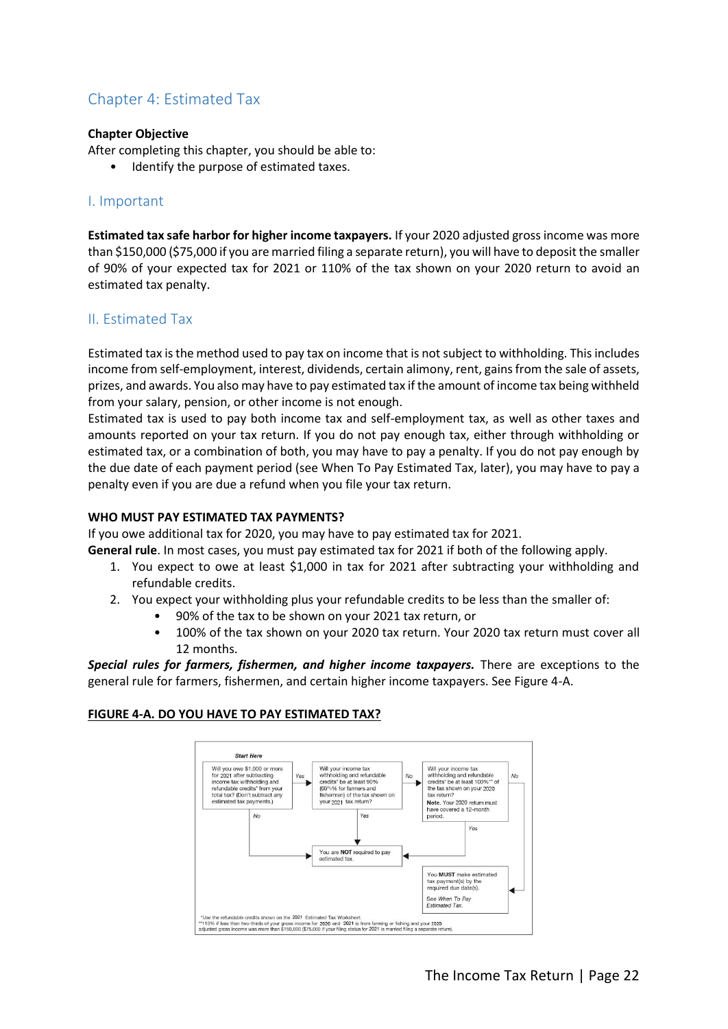# Chapter 4: Estimated Tax

**Chapter Objective**

After completing this chapter, you should be able to:

- Identify the purpose of estimated taxes.

## I. Important

**Estimated tax safe harbor for higher income taxpayers.** If your 2020 adjusted gross income was more than $150,000 ($75,000 if you are married filing a separate return), you will have to deposit the smaller of 90% of your expected tax for 2021 or 110% of the tax shown on your 2020 return to avoid an estimated tax penalty.

## II. Estimated Tax

Estimated tax is the method used to pay tax on income that is not subject to withholding. This includes income from self-employment, interest, dividends, certain alimony, rent, gains from the sale of assets, prizes, and awards. You also may have to pay estimated tax if the amount of income tax being withheld from your salary, pension, or other income is not enough.

Estimated tax is used to pay both income tax and self-employment tax, as well as other taxes and amounts reported on your tax return. If you do not pay enough tax, either through withholding or estimated tax, or a combination of both, you may have to pay a penalty. If you do not pay enough by the due date of each payment period (see When To Pay Estimated Tax, later), you may have to pay a penalty even if you are due a refund when you file your tax return.

**WHO MUST PAY ESTIMATED TAX PAYMENTS?**

If you owe additional tax for 2020, you may have to pay estimated tax for 2021.

**General rule**. In most cases, you must pay estimated tax for 2021 if both of the following apply.

1. You expect to owe at least $1,000 in tax for 2021 after subtracting your withholding and refundable credits.
2. You expect your withholding plus your refundable credits to be less than the smaller of:
   - 90% of the tax to be shown on your 2021 tax return, or
   - 100% of the tax shown on your 2020 tax return. Your 2020 tax return must cover all 12 months.

***Special rules for farmers, fishermen, and higher income taxpayers.*** There are exceptions to the general rule for farmers, fishermen, and certain higher income taxpayers. See Figure 4-A.

**FIGURE 4-A. DO YOU HAVE TO PAY ESTIMATED TAX?**

*Start Here*

- Will you owe $1,000 or more for 2021 after subtracting income tax withholding and refundable credits* from your total tax? (Don't subtract any estimated tax payments.)
  - *No* → You are **NOT** required to pay estimated tax.
  - *Yes* → Will your income tax withholding and refundable credits* be at least 90% (66⅔% for farmers and fishermen) of the tax shown on your 2021 tax return?
    - *Yes* → You are **NOT** required to pay estimated tax.
    - *No* → Will your income tax withholding and refundable credits* be at least 100%** of the tax shown on your 2020 tax return? **Note.** Your 2020 return must have covered a 12-month period.
      - *Yes* → You are **NOT** required to pay estimated tax.
      - *No* → You **MUST** make estimated tax payment(s) by the required due date(s). See *When To Pay Estimated Tax.*

*Use the refundable credits shown on the 2021 Estimated Tax Worksheet.

**110% if less than two-thirds of your gross income for 2020 and 2021 is from farming or fishing and your 2020 adjusted gross income was more than $150,000 ($75,000 if your filing status for 2021 is married filing a separate return).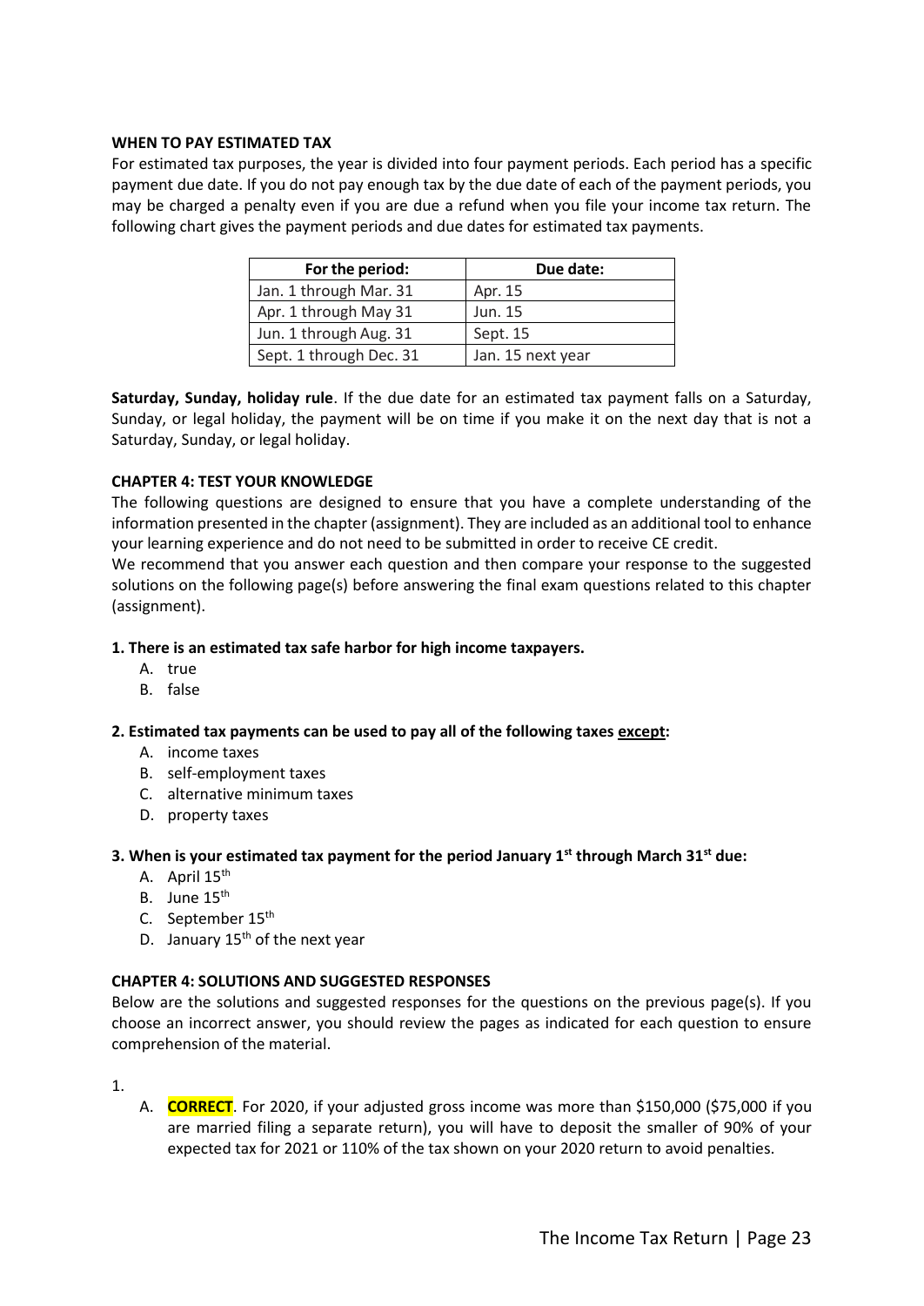### WHEN TO PAY ESTIMATED TAX

For estimated tax purposes, the year is divided into four payment periods. Each period has a specific payment due date. If you do not pay enough tax by the due date of each of the payment periods, you may be charged a penalty even if you are due a refund when you file your income tax return. The following chart gives the payment periods and due dates for estimated tax payments.

| For the period: | Due date: |
|---|---|
| Jan. 1 through Mar. 31 | Apr. 15 |
| Apr. 1 through May 31 | Jun. 15 |
| Jun. 1 through Aug. 31 | Sept. 15 |
| Sept. 1 through Dec. 31 | Jan. 15 next year |

**Saturday, Sunday, holiday rule**. If the due date for an estimated tax payment falls on a Saturday, Sunday, or legal holiday, the payment will be on time if you make it on the next day that is not a Saturday, Sunday, or legal holiday.

### CHAPTER 4: TEST YOUR KNOWLEDGE

The following questions are designed to ensure that you have a complete understanding of the information presented in the chapter (assignment). They are included as an additional tool to enhance your learning experience and do not need to be submitted in order to receive CE credit.

We recommend that you answer each question and then compare your response to the suggested solutions on the following page(s) before answering the final exam questions related to this chapter (assignment).

**1. There is an estimated tax safe harbor for high income taxpayers.**

A. true
B. false

**2. Estimated tax payments can be used to pay all of the following taxes <u>except</u>:**

A. income taxes
B. self-employment taxes
C. alternative minimum taxes
D. property taxes

**3. When is your estimated tax payment for the period January 1st through March 31st due:**

A. April 15th
B. June 15th
C. September 15th
D. January 15th of the next year

### CHAPTER 4: SOLUTIONS AND SUGGESTED RESPONSES

Below are the solutions and suggested responses for the questions on the previous page(s). If you choose an incorrect answer, you should review the pages as indicated for each question to ensure comprehension of the material.

1.

A. **CORRECT**. For 2020, if your adjusted gross income was more than $150,000 ($75,000 if you are married filing a separate return), you will have to deposit the smaller of 90% of your expected tax for 2021 or 110% of the tax shown on your 2020 return to avoid penalties.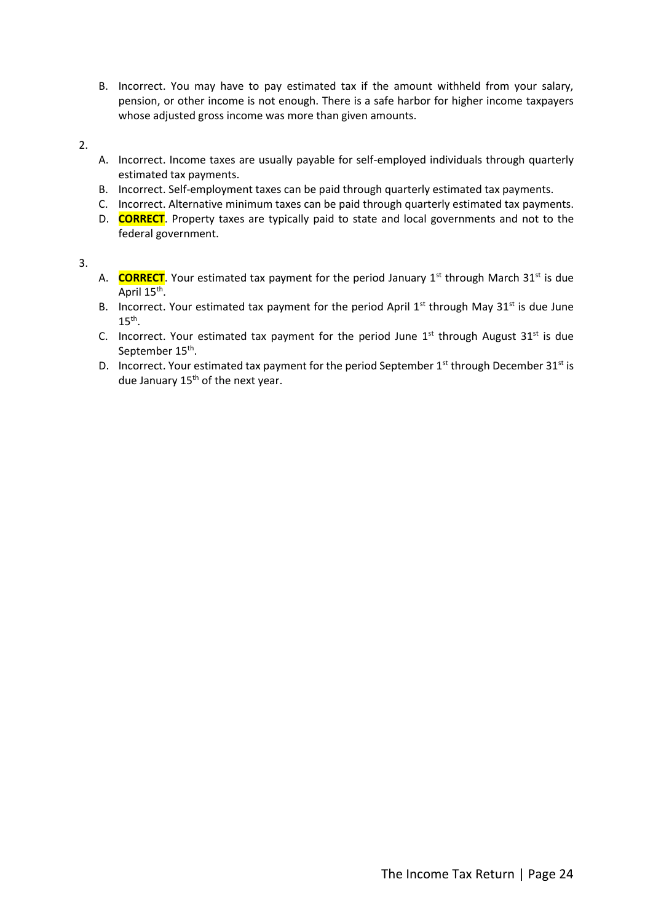B. Incorrect. You may have to pay estimated tax if the amount withheld from your salary, pension, or other income is not enough. There is a safe harbor for higher income taxpayers whose adjusted gross income was more than given amounts.

2.

A. Incorrect. Income taxes are usually payable for self-employed individuals through quarterly estimated tax payments.

B. Incorrect. Self-employment taxes can be paid through quarterly estimated tax payments.

C. Incorrect. Alternative minimum taxes can be paid through quarterly estimated tax payments.

D. **CORRECT**. Property taxes are typically paid to state and local governments and not to the federal government.

3.

A. **CORRECT**. Your estimated tax payment for the period January 1st through March 31st is due April 15th.

B. Incorrect. Your estimated tax payment for the period April 1st through May 31st is due June 15th.

C. Incorrect. Your estimated tax payment for the period June 1st through August 31st is due September 15th.

D. Incorrect. Your estimated tax payment for the period September 1st through December 31st is due January 15th of the next year.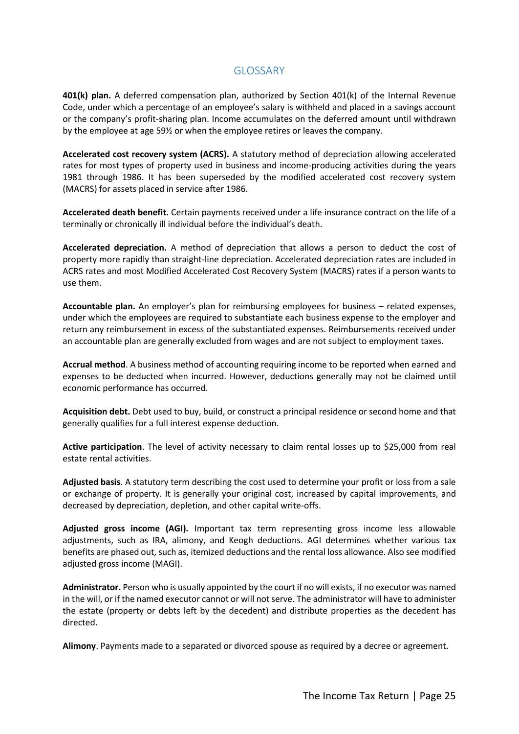# GLOSSARY

**401(k) plan.** A deferred compensation plan, authorized by Section 401(k) of the Internal Revenue Code, under which a percentage of an employee's salary is withheld and placed in a savings account or the company's profit-sharing plan. Income accumulates on the deferred amount until withdrawn by the employee at age 59½ or when the employee retires or leaves the company.

**Accelerated cost recovery system (ACRS).** A statutory method of depreciation allowing accelerated rates for most types of property used in business and income-producing activities during the years 1981 through 1986. It has been superseded by the modified accelerated cost recovery system (MACRS) for assets placed in service after 1986.

**Accelerated death benefit.** Certain payments received under a life insurance contract on the life of a terminally or chronically ill individual before the individual's death.

**Accelerated depreciation.** A method of depreciation that allows a person to deduct the cost of property more rapidly than straight-line depreciation. Accelerated depreciation rates are included in ACRS rates and most Modified Accelerated Cost Recovery System (MACRS) rates if a person wants to use them.

**Accountable plan.** An employer's plan for reimbursing employees for business – related expenses, under which the employees are required to substantiate each business expense to the employer and return any reimbursement in excess of the substantiated expenses. Reimbursements received under an accountable plan are generally excluded from wages and are not subject to employment taxes.

**Accrual method**. A business method of accounting requiring income to be reported when earned and expenses to be deducted when incurred. However, deductions generally may not be claimed until economic performance has occurred.

**Acquisition debt.** Debt used to buy, build, or construct a principal residence or second home and that generally qualifies for a full interest expense deduction.

**Active participation**. The level of activity necessary to claim rental losses up to $25,000 from real estate rental activities.

**Adjusted basis**. A statutory term describing the cost used to determine your profit or loss from a sale or exchange of property. It is generally your original cost, increased by capital improvements, and decreased by depreciation, depletion, and other capital write-offs.

**Adjusted gross income (AGI).** Important tax term representing gross income less allowable adjustments, such as IRA, alimony, and Keogh deductions. AGI determines whether various tax benefits are phased out, such as, itemized deductions and the rental loss allowance. Also see modified adjusted gross income (MAGI).

**Administrator.** Person who is usually appointed by the court if no will exists, if no executor was named in the will, or if the named executor cannot or will not serve. The administrator will have to administer the estate (property or debts left by the decedent) and distribute properties as the decedent has directed.

**Alimony**. Payments made to a separated or divorced spouse as required by a decree or agreement.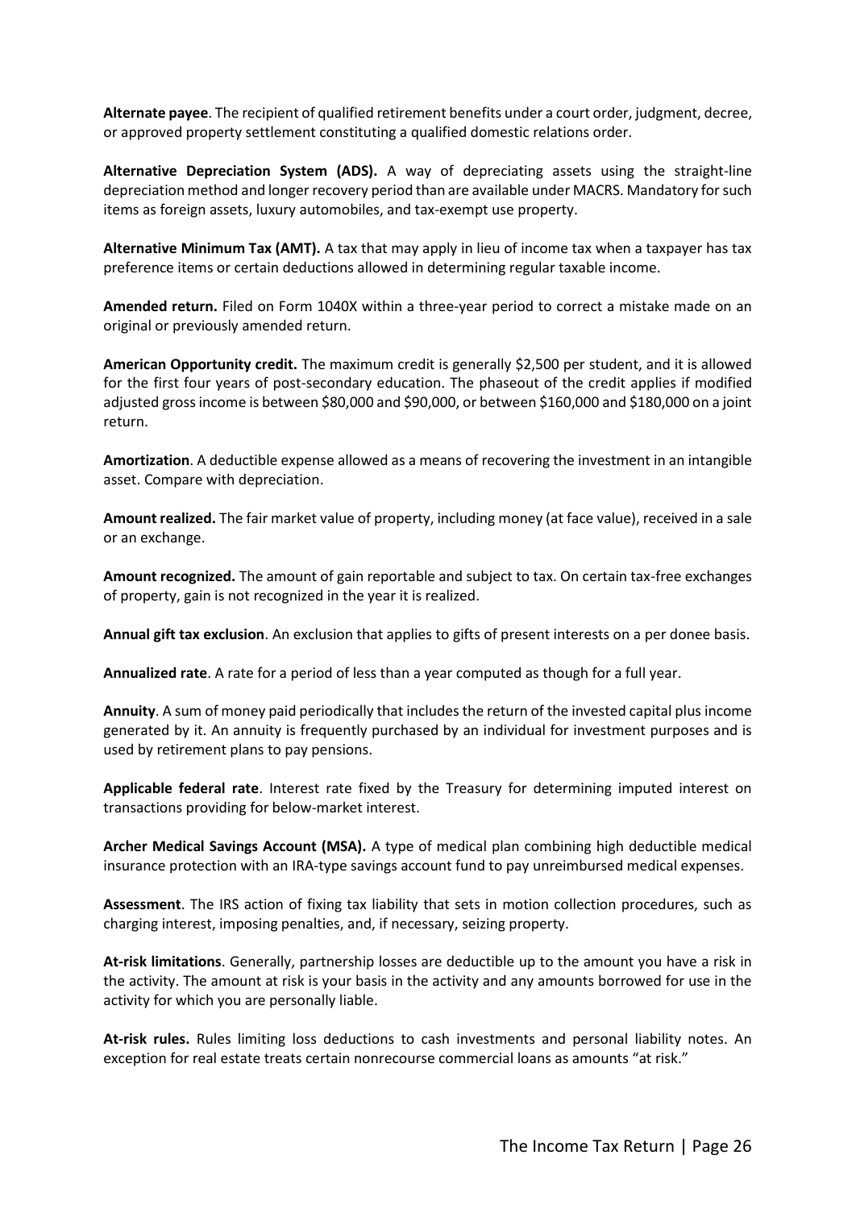**Alternate payee**. The recipient of qualified retirement benefits under a court order, judgment, decree, or approved property settlement constituting a qualified domestic relations order.

**Alternative Depreciation System (ADS).** A way of depreciating assets using the straight-line depreciation method and longer recovery period than are available under MACRS. Mandatory for such items as foreign assets, luxury automobiles, and tax-exempt use property.

**Alternative Minimum Tax (AMT).** A tax that may apply in lieu of income tax when a taxpayer has tax preference items or certain deductions allowed in determining regular taxable income.

**Amended return.** Filed on Form 1040X within a three-year period to correct a mistake made on an original or previously amended return.

**American Opportunity credit.** The maximum credit is generally $2,500 per student, and it is allowed for the first four years of post-secondary education. The phaseout of the credit applies if modified adjusted gross income is between $80,000 and $90,000, or between $160,000 and $180,000 on a joint return.

**Amortization**. A deductible expense allowed as a means of recovering the investment in an intangible asset. Compare with depreciation.

**Amount realized.** The fair market value of property, including money (at face value), received in a sale or an exchange.

**Amount recognized.** The amount of gain reportable and subject to tax. On certain tax-free exchanges of property, gain is not recognized in the year it is realized.

**Annual gift tax exclusion**. An exclusion that applies to gifts of present interests on a per donee basis.

**Annualized rate**. A rate for a period of less than a year computed as though for a full year.

**Annuity**. A sum of money paid periodically that includes the return of the invested capital plus income generated by it. An annuity is frequently purchased by an individual for investment purposes and is used by retirement plans to pay pensions.

**Applicable federal rate**. Interest rate fixed by the Treasury for determining imputed interest on transactions providing for below-market interest.

**Archer Medical Savings Account (MSA).** A type of medical plan combining high deductible medical insurance protection with an IRA-type savings account fund to pay unreimbursed medical expenses.

**Assessment**. The IRS action of fixing tax liability that sets in motion collection procedures, such as charging interest, imposing penalties, and, if necessary, seizing property.

**At-risk limitations**. Generally, partnership losses are deductible up to the amount you have a risk in the activity. The amount at risk is your basis in the activity and any amounts borrowed for use in the activity for which you are personally liable.

**At-risk rules.** Rules limiting loss deductions to cash investments and personal liability notes. An exception for real estate treats certain nonrecourse commercial loans as amounts "at risk."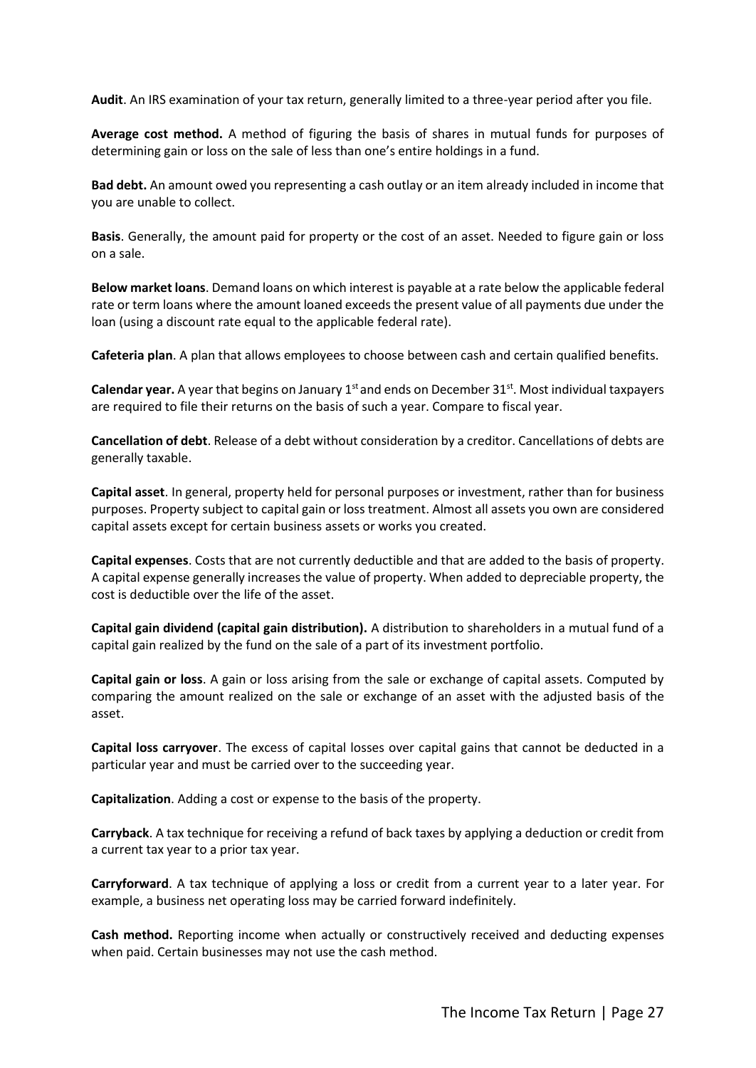**Audit**. An IRS examination of your tax return, generally limited to a three-year period after you file.

**Average cost method.** A method of figuring the basis of shares in mutual funds for purposes of determining gain or loss on the sale of less than one's entire holdings in a fund.

**Bad debt.** An amount owed you representing a cash outlay or an item already included in income that you are unable to collect.

**Basis**. Generally, the amount paid for property or the cost of an asset. Needed to figure gain or loss on a sale.

**Below market loans**. Demand loans on which interest is payable at a rate below the applicable federal rate or term loans where the amount loaned exceeds the present value of all payments due under the loan (using a discount rate equal to the applicable federal rate).

**Cafeteria plan**. A plan that allows employees to choose between cash and certain qualified benefits.

**Calendar year.** A year that begins on January 1st and ends on December 31st. Most individual taxpayers are required to file their returns on the basis of such a year. Compare to fiscal year.

**Cancellation of debt**. Release of a debt without consideration by a creditor. Cancellations of debts are generally taxable.

**Capital asset**. In general, property held for personal purposes or investment, rather than for business purposes. Property subject to capital gain or loss treatment. Almost all assets you own are considered capital assets except for certain business assets or works you created.

**Capital expenses**. Costs that are not currently deductible and that are added to the basis of property. A capital expense generally increases the value of property. When added to depreciable property, the cost is deductible over the life of the asset.

**Capital gain dividend (capital gain distribution).** A distribution to shareholders in a mutual fund of a capital gain realized by the fund on the sale of a part of its investment portfolio.

**Capital gain or loss**. A gain or loss arising from the sale or exchange of capital assets. Computed by comparing the amount realized on the sale or exchange of an asset with the adjusted basis of the asset.

**Capital loss carryover**. The excess of capital losses over capital gains that cannot be deducted in a particular year and must be carried over to the succeeding year.

**Capitalization**. Adding a cost or expense to the basis of the property.

**Carryback**. A tax technique for receiving a refund of back taxes by applying a deduction or credit from a current tax year to a prior tax year.

**Carryforward**. A tax technique of applying a loss or credit from a current year to a later year. For example, a business net operating loss may be carried forward indefinitely.

**Cash method.** Reporting income when actually or constructively received and deducting expenses when paid. Certain businesses may not use the cash method.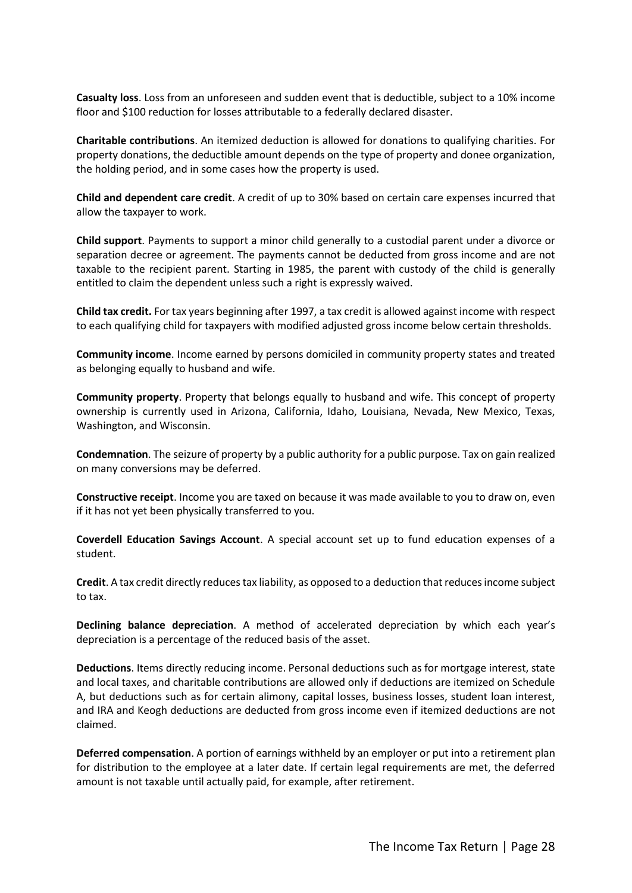**Casualty loss**. Loss from an unforeseen and sudden event that is deductible, subject to a 10% income floor and $100 reduction for losses attributable to a federally declared disaster.

**Charitable contributions**. An itemized deduction is allowed for donations to qualifying charities. For property donations, the deductible amount depends on the type of property and donee organization, the holding period, and in some cases how the property is used.

**Child and dependent care credit**. A credit of up to 30% based on certain care expenses incurred that allow the taxpayer to work.

**Child support**. Payments to support a minor child generally to a custodial parent under a divorce or separation decree or agreement. The payments cannot be deducted from gross income and are not taxable to the recipient parent. Starting in 1985, the parent with custody of the child is generally entitled to claim the dependent unless such a right is expressly waived.

**Child tax credit.** For tax years beginning after 1997, a tax credit is allowed against income with respect to each qualifying child for taxpayers with modified adjusted gross income below certain thresholds.

**Community income**. Income earned by persons domiciled in community property states and treated as belonging equally to husband and wife.

**Community property**. Property that belongs equally to husband and wife. This concept of property ownership is currently used in Arizona, California, Idaho, Louisiana, Nevada, New Mexico, Texas, Washington, and Wisconsin.

**Condemnation**. The seizure of property by a public authority for a public purpose. Tax on gain realized on many conversions may be deferred.

**Constructive receipt**. Income you are taxed on because it was made available to you to draw on, even if it has not yet been physically transferred to you.

**Coverdell Education Savings Account**. A special account set up to fund education expenses of a student.

**Credit**. A tax credit directly reduces tax liability, as opposed to a deduction that reduces income subject to tax.

**Declining balance depreciation**. A method of accelerated depreciation by which each year's depreciation is a percentage of the reduced basis of the asset.

**Deductions**. Items directly reducing income. Personal deductions such as for mortgage interest, state and local taxes, and charitable contributions are allowed only if deductions are itemized on Schedule A, but deductions such as for certain alimony, capital losses, business losses, student loan interest, and IRA and Keogh deductions are deducted from gross income even if itemized deductions are not claimed.

**Deferred compensation**. A portion of earnings withheld by an employer or put into a retirement plan for distribution to the employee at a later date. If certain legal requirements are met, the deferred amount is not taxable until actually paid, for example, after retirement.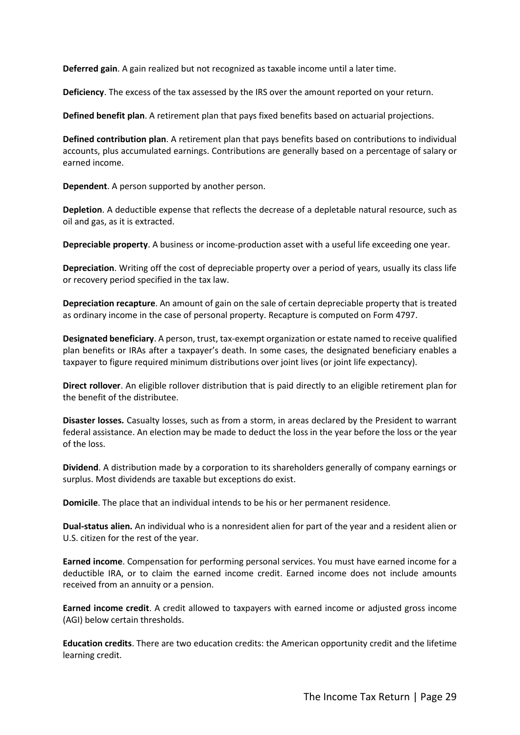**Deferred gain**. A gain realized but not recognized as taxable income until a later time.

**Deficiency**. The excess of the tax assessed by the IRS over the amount reported on your return.

**Defined benefit plan**. A retirement plan that pays fixed benefits based on actuarial projections.

**Defined contribution plan**. A retirement plan that pays benefits based on contributions to individual accounts, plus accumulated earnings. Contributions are generally based on a percentage of salary or earned income.

**Dependent**. A person supported by another person.

**Depletion**. A deductible expense that reflects the decrease of a depletable natural resource, such as oil and gas, as it is extracted.

**Depreciable property**. A business or income-production asset with a useful life exceeding one year.

**Depreciation**. Writing off the cost of depreciable property over a period of years, usually its class life or recovery period specified in the tax law.

**Depreciation recapture**. An amount of gain on the sale of certain depreciable property that is treated as ordinary income in the case of personal property. Recapture is computed on Form 4797.

**Designated beneficiary**. A person, trust, tax-exempt organization or estate named to receive qualified plan benefits or IRAs after a taxpayer's death. In some cases, the designated beneficiary enables a taxpayer to figure required minimum distributions over joint lives (or joint life expectancy).

**Direct rollover**. An eligible rollover distribution that is paid directly to an eligible retirement plan for the benefit of the distributee.

**Disaster losses.** Casualty losses, such as from a storm, in areas declared by the President to warrant federal assistance. An election may be made to deduct the loss in the year before the loss or the year of the loss.

**Dividend**. A distribution made by a corporation to its shareholders generally of company earnings or surplus. Most dividends are taxable but exceptions do exist.

**Domicile**. The place that an individual intends to be his or her permanent residence.

**Dual-status alien.** An individual who is a nonresident alien for part of the year and a resident alien or U.S. citizen for the rest of the year.

**Earned income**. Compensation for performing personal services. You must have earned income for a deductible IRA, or to claim the earned income credit. Earned income does not include amounts received from an annuity or a pension.

**Earned income credit**. A credit allowed to taxpayers with earned income or adjusted gross income (AGI) below certain thresholds.

**Education credits**. There are two education credits: the American opportunity credit and the lifetime learning credit.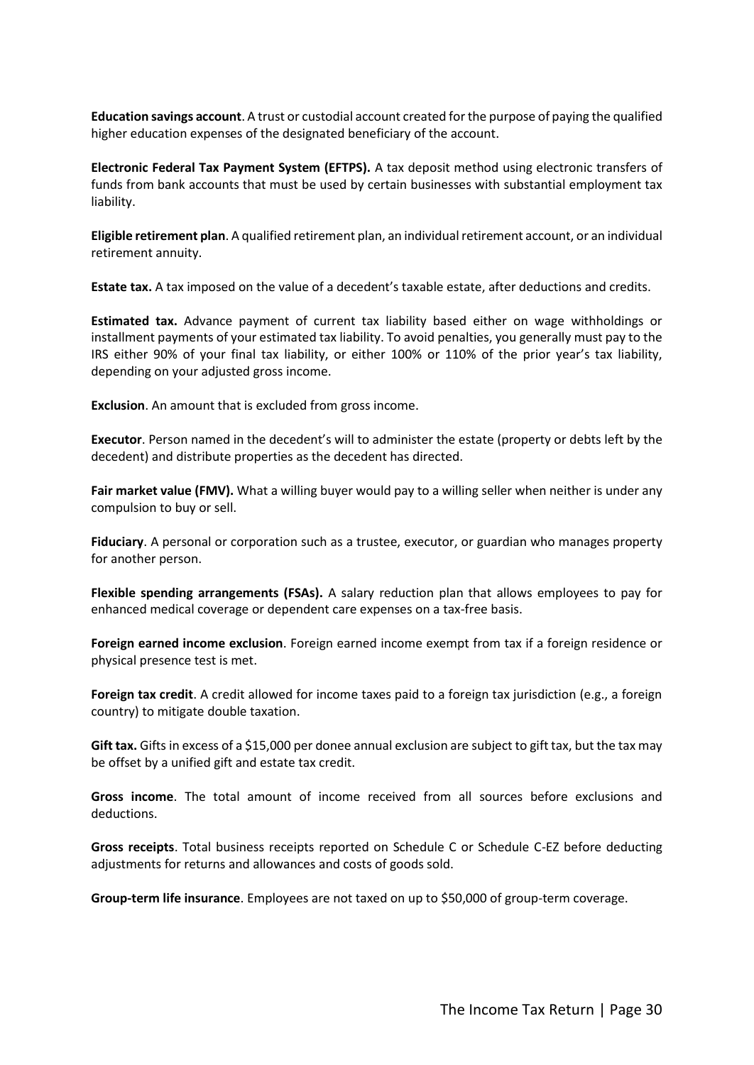**Education savings account**. A trust or custodial account created for the purpose of paying the qualified higher education expenses of the designated beneficiary of the account.

**Electronic Federal Tax Payment System (EFTPS).** A tax deposit method using electronic transfers of funds from bank accounts that must be used by certain businesses with substantial employment tax liability.

**Eligible retirement plan**. A qualified retirement plan, an individual retirement account, or an individual retirement annuity.

**Estate tax.** A tax imposed on the value of a decedent's taxable estate, after deductions and credits.

**Estimated tax.** Advance payment of current tax liability based either on wage withholdings or installment payments of your estimated tax liability. To avoid penalties, you generally must pay to the IRS either 90% of your final tax liability, or either 100% or 110% of the prior year's tax liability, depending on your adjusted gross income.

**Exclusion**. An amount that is excluded from gross income.

**Executor**. Person named in the decedent's will to administer the estate (property or debts left by the decedent) and distribute properties as the decedent has directed.

**Fair market value (FMV).** What a willing buyer would pay to a willing seller when neither is under any compulsion to buy or sell.

**Fiduciary**. A personal or corporation such as a trustee, executor, or guardian who manages property for another person.

**Flexible spending arrangements (FSAs).** A salary reduction plan that allows employees to pay for enhanced medical coverage or dependent care expenses on a tax-free basis.

**Foreign earned income exclusion**. Foreign earned income exempt from tax if a foreign residence or physical presence test is met.

**Foreign tax credit**. A credit allowed for income taxes paid to a foreign tax jurisdiction (e.g., a foreign country) to mitigate double taxation.

**Gift tax.** Gifts in excess of a $15,000 per donee annual exclusion are subject to gift tax, but the tax may be offset by a unified gift and estate tax credit.

**Gross income**. The total amount of income received from all sources before exclusions and deductions.

**Gross receipts**. Total business receipts reported on Schedule C or Schedule C-EZ before deducting adjustments for returns and allowances and costs of goods sold.

**Group-term life insurance**. Employees are not taxed on up to $50,000 of group-term coverage.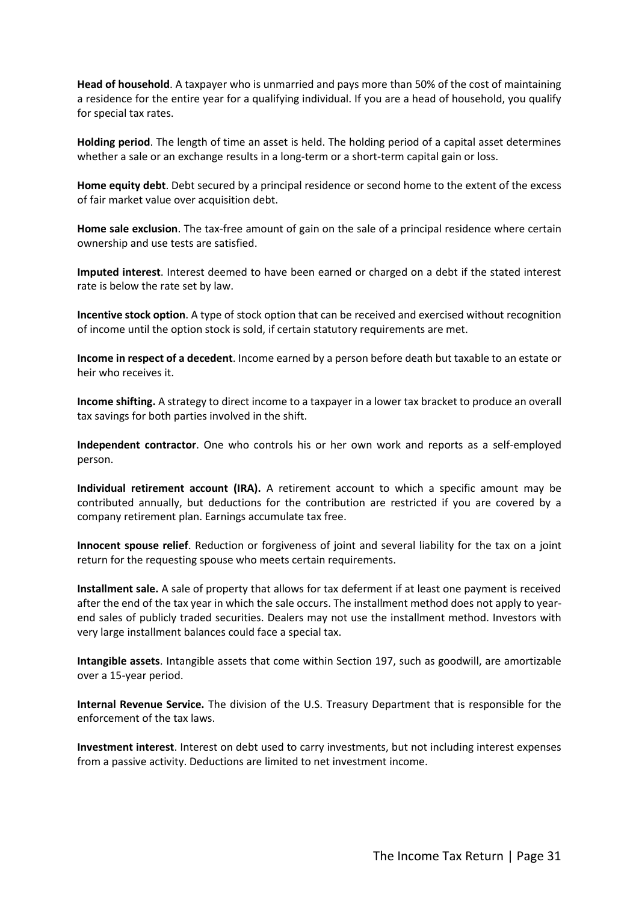**Head of household**. A taxpayer who is unmarried and pays more than 50% of the cost of maintaining a residence for the entire year for a qualifying individual. If you are a head of household, you qualify for special tax rates.

**Holding period**. The length of time an asset is held. The holding period of a capital asset determines whether a sale or an exchange results in a long-term or a short-term capital gain or loss.

**Home equity debt**. Debt secured by a principal residence or second home to the extent of the excess of fair market value over acquisition debt.

**Home sale exclusion**. The tax-free amount of gain on the sale of a principal residence where certain ownership and use tests are satisfied.

**Imputed interest**. Interest deemed to have been earned or charged on a debt if the stated interest rate is below the rate set by law.

**Incentive stock option**. A type of stock option that can be received and exercised without recognition of income until the option stock is sold, if certain statutory requirements are met.

**Income in respect of a decedent**. Income earned by a person before death but taxable to an estate or heir who receives it.

**Income shifting.** A strategy to direct income to a taxpayer in a lower tax bracket to produce an overall tax savings for both parties involved in the shift.

**Independent contractor**. One who controls his or her own work and reports as a self-employed person.

**Individual retirement account (IRA).** A retirement account to which a specific amount may be contributed annually, but deductions for the contribution are restricted if you are covered by a company retirement plan. Earnings accumulate tax free.

**Innocent spouse relief**. Reduction or forgiveness of joint and several liability for the tax on a joint return for the requesting spouse who meets certain requirements.

**Installment sale.** A sale of property that allows for tax deferment if at least one payment is received after the end of the tax year in which the sale occurs. The installment method does not apply to year-end sales of publicly traded securities. Dealers may not use the installment method. Investors with very large installment balances could face a special tax.

**Intangible assets**. Intangible assets that come within Section 197, such as goodwill, are amortizable over a 15-year period.

**Internal Revenue Service.** The division of the U.S. Treasury Department that is responsible for the enforcement of the tax laws.

**Investment interest**. Interest on debt used to carry investments, but not including interest expenses from a passive activity. Deductions are limited to net investment income.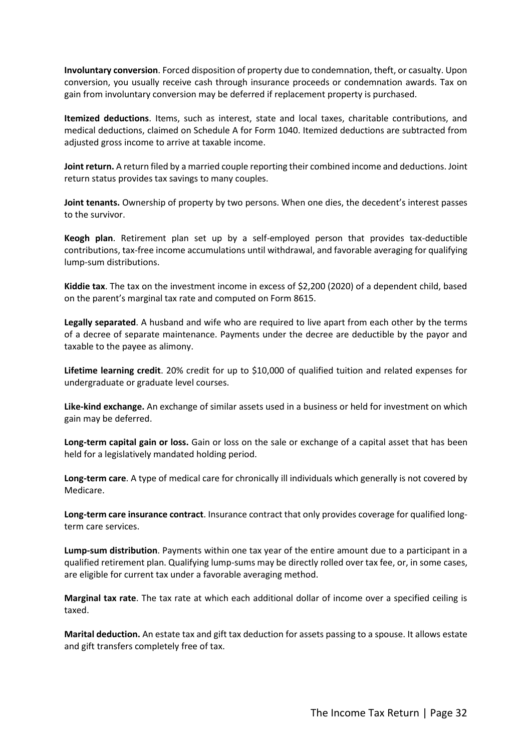**Involuntary conversion**. Forced disposition of property due to condemnation, theft, or casualty. Upon conversion, you usually receive cash through insurance proceeds or condemnation awards. Tax on gain from involuntary conversion may be deferred if replacement property is purchased.

**Itemized deductions**. Items, such as interest, state and local taxes, charitable contributions, and medical deductions, claimed on Schedule A for Form 1040. Itemized deductions are subtracted from adjusted gross income to arrive at taxable income.

**Joint return.** A return filed by a married couple reporting their combined income and deductions. Joint return status provides tax savings to many couples.

**Joint tenants.** Ownership of property by two persons. When one dies, the decedent's interest passes to the survivor.

**Keogh plan**. Retirement plan set up by a self-employed person that provides tax-deductible contributions, tax-free income accumulations until withdrawal, and favorable averaging for qualifying lump-sum distributions.

**Kiddie tax**. The tax on the investment income in excess of $2,200 (2020) of a dependent child, based on the parent's marginal tax rate and computed on Form 8615.

**Legally separated**. A husband and wife who are required to live apart from each other by the terms of a decree of separate maintenance. Payments under the decree are deductible by the payor and taxable to the payee as alimony.

**Lifetime learning credit**. 20% credit for up to $10,000 of qualified tuition and related expenses for undergraduate or graduate level courses.

**Like-kind exchange.** An exchange of similar assets used in a business or held for investment on which gain may be deferred.

**Long-term capital gain or loss.** Gain or loss on the sale or exchange of a capital asset that has been held for a legislatively mandated holding period.

**Long-term care**. A type of medical care for chronically ill individuals which generally is not covered by Medicare.

**Long-term care insurance contract**. Insurance contract that only provides coverage for qualified long-term care services.

**Lump-sum distribution**. Payments within one tax year of the entire amount due to a participant in a qualified retirement plan. Qualifying lump-sums may be directly rolled over tax fee, or, in some cases, are eligible for current tax under a favorable averaging method.

**Marginal tax rate**. The tax rate at which each additional dollar of income over a specified ceiling is taxed.

**Marital deduction.** An estate tax and gift tax deduction for assets passing to a spouse. It allows estate and gift transfers completely free of tax.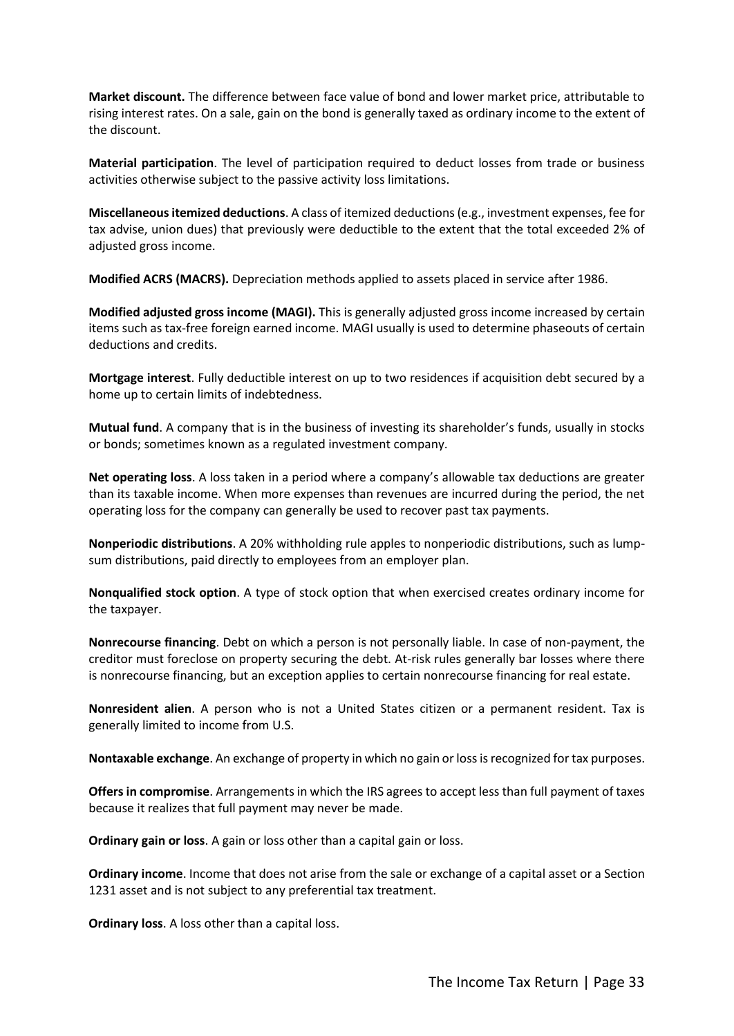**Market discount.** The difference between face value of bond and lower market price, attributable to rising interest rates. On a sale, gain on the bond is generally taxed as ordinary income to the extent of the discount.

**Material participation**. The level of participation required to deduct losses from trade or business activities otherwise subject to the passive activity loss limitations.

**Miscellaneous itemized deductions**. A class of itemized deductions (e.g., investment expenses, fee for tax advise, union dues) that previously were deductible to the extent that the total exceeded 2% of adjusted gross income.

**Modified ACRS (MACRS).** Depreciation methods applied to assets placed in service after 1986.

**Modified adjusted gross income (MAGI).** This is generally adjusted gross income increased by certain items such as tax-free foreign earned income. MAGI usually is used to determine phaseouts of certain deductions and credits.

**Mortgage interest**. Fully deductible interest on up to two residences if acquisition debt secured by a home up to certain limits of indebtedness.

**Mutual fund**. A company that is in the business of investing its shareholder's funds, usually in stocks or bonds; sometimes known as a regulated investment company.

**Net operating loss**. A loss taken in a period where a company's allowable tax deductions are greater than its taxable income. When more expenses than revenues are incurred during the period, the net operating loss for the company can generally be used to recover past tax payments.

**Nonperiodic distributions**. A 20% withholding rule apples to nonperiodic distributions, such as lump-sum distributions, paid directly to employees from an employer plan.

**Nonqualified stock option**. A type of stock option that when exercised creates ordinary income for the taxpayer.

**Nonrecourse financing**. Debt on which a person is not personally liable. In case of non-payment, the creditor must foreclose on property securing the debt. At-risk rules generally bar losses where there is nonrecourse financing, but an exception applies to certain nonrecourse financing for real estate.

**Nonresident alien**. A person who is not a United States citizen or a permanent resident. Tax is generally limited to income from U.S.

**Nontaxable exchange**. An exchange of property in which no gain or loss is recognized for tax purposes.

**Offers in compromise**. Arrangements in which the IRS agrees to accept less than full payment of taxes because it realizes that full payment may never be made.

**Ordinary gain or loss**. A gain or loss other than a capital gain or loss.

**Ordinary income**. Income that does not arise from the sale or exchange of a capital asset or a Section 1231 asset and is not subject to any preferential tax treatment.

**Ordinary loss**. A loss other than a capital loss.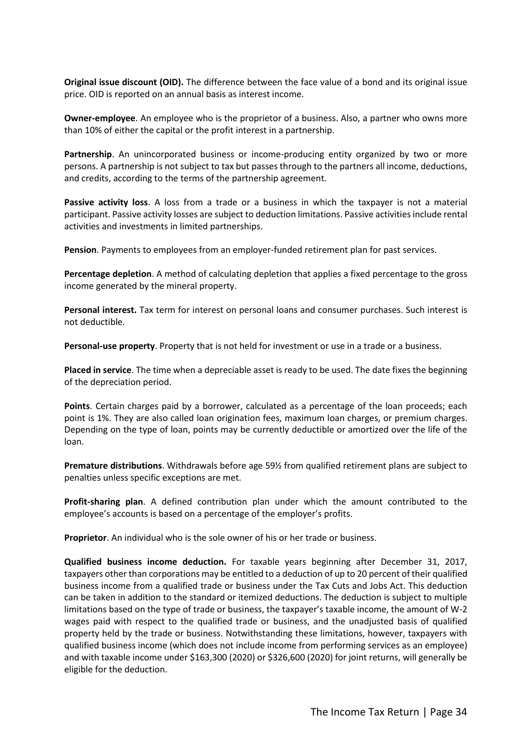**Original issue discount (OID).** The difference between the face value of a bond and its original issue price. OID is reported on an annual basis as interest income.

**Owner-employee**. An employee who is the proprietor of a business. Also, a partner who owns more than 10% of either the capital or the profit interest in a partnership.

**Partnership**. An unincorporated business or income-producing entity organized by two or more persons. A partnership is not subject to tax but passes through to the partners all income, deductions, and credits, according to the terms of the partnership agreement.

**Passive activity loss**. A loss from a trade or a business in which the taxpayer is not a material participant. Passive activity losses are subject to deduction limitations. Passive activities include rental activities and investments in limited partnerships.

**Pension**. Payments to employees from an employer-funded retirement plan for past services.

**Percentage depletion**. A method of calculating depletion that applies a fixed percentage to the gross income generated by the mineral property.

**Personal interest.** Tax term for interest on personal loans and consumer purchases. Such interest is not deductible.

**Personal-use property**. Property that is not held for investment or use in a trade or a business.

**Placed in service**. The time when a depreciable asset is ready to be used. The date fixes the beginning of the depreciation period.

**Points**. Certain charges paid by a borrower, calculated as a percentage of the loan proceeds; each point is 1%. They are also called loan origination fees, maximum loan charges, or premium charges. Depending on the type of loan, points may be currently deductible or amortized over the life of the loan.

**Premature distributions**. Withdrawals before age 59½ from qualified retirement plans are subject to penalties unless specific exceptions are met.

**Profit-sharing plan**. A defined contribution plan under which the amount contributed to the employee's accounts is based on a percentage of the employer's profits.

**Proprietor**. An individual who is the sole owner of his or her trade or business.

**Qualified business income deduction.** For taxable years beginning after December 31, 2017, taxpayers other than corporations may be entitled to a deduction of up to 20 percent of their qualified business income from a qualified trade or business under the Tax Cuts and Jobs Act. This deduction can be taken in addition to the standard or itemized deductions. The deduction is subject to multiple limitations based on the type of trade or business, the taxpayer's taxable income, the amount of W-2 wages paid with respect to the qualified trade or business, and the unadjusted basis of qualified property held by the trade or business. Notwithstanding these limitations, however, taxpayers with qualified business income (which does not include income from performing services as an employee) and with taxable income under $163,300 (2020) or $326,600 (2020) for joint returns, will generally be eligible for the deduction.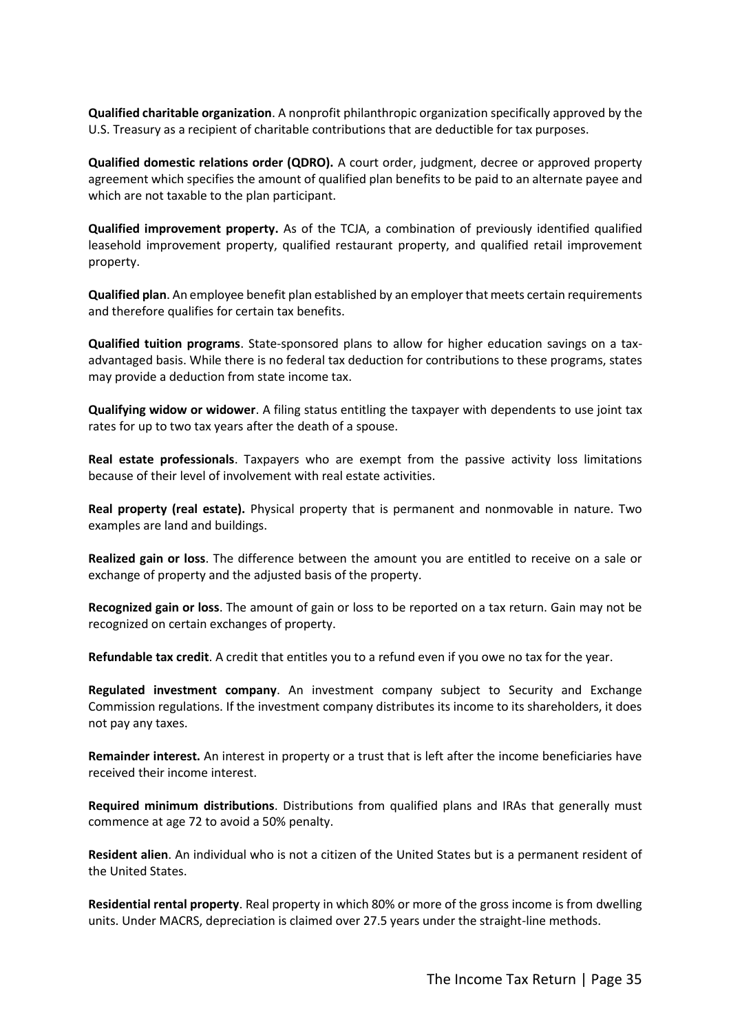**Qualified charitable organization**. A nonprofit philanthropic organization specifically approved by the U.S. Treasury as a recipient of charitable contributions that are deductible for tax purposes.

**Qualified domestic relations order (QDRO).** A court order, judgment, decree or approved property agreement which specifies the amount of qualified plan benefits to be paid to an alternate payee and which are not taxable to the plan participant.

**Qualified improvement property.** As of the TCJA, a combination of previously identified qualified leasehold improvement property, qualified restaurant property, and qualified retail improvement property.

**Qualified plan**. An employee benefit plan established by an employer that meets certain requirements and therefore qualifies for certain tax benefits.

**Qualified tuition programs**. State-sponsored plans to allow for higher education savings on a tax-advantaged basis. While there is no federal tax deduction for contributions to these programs, states may provide a deduction from state income tax.

**Qualifying widow or widower**. A filing status entitling the taxpayer with dependents to use joint tax rates for up to two tax years after the death of a spouse.

**Real estate professionals**. Taxpayers who are exempt from the passive activity loss limitations because of their level of involvement with real estate activities.

**Real property (real estate).** Physical property that is permanent and nonmovable in nature. Two examples are land and buildings.

**Realized gain or loss**. The difference between the amount you are entitled to receive on a sale or exchange of property and the adjusted basis of the property.

**Recognized gain or loss**. The amount of gain or loss to be reported on a tax return. Gain may not be recognized on certain exchanges of property.

**Refundable tax credit**. A credit that entitles you to a refund even if you owe no tax for the year.

**Regulated investment company**. An investment company subject to Security and Exchange Commission regulations. If the investment company distributes its income to its shareholders, it does not pay any taxes.

**Remainder interest.** An interest in property or a trust that is left after the income beneficiaries have received their income interest.

**Required minimum distributions**. Distributions from qualified plans and IRAs that generally must commence at age 72 to avoid a 50% penalty.

**Resident alien**. An individual who is not a citizen of the United States but is a permanent resident of the United States.

**Residential rental property**. Real property in which 80% or more of the gross income is from dwelling units. Under MACRS, depreciation is claimed over 27.5 years under the straight-line methods.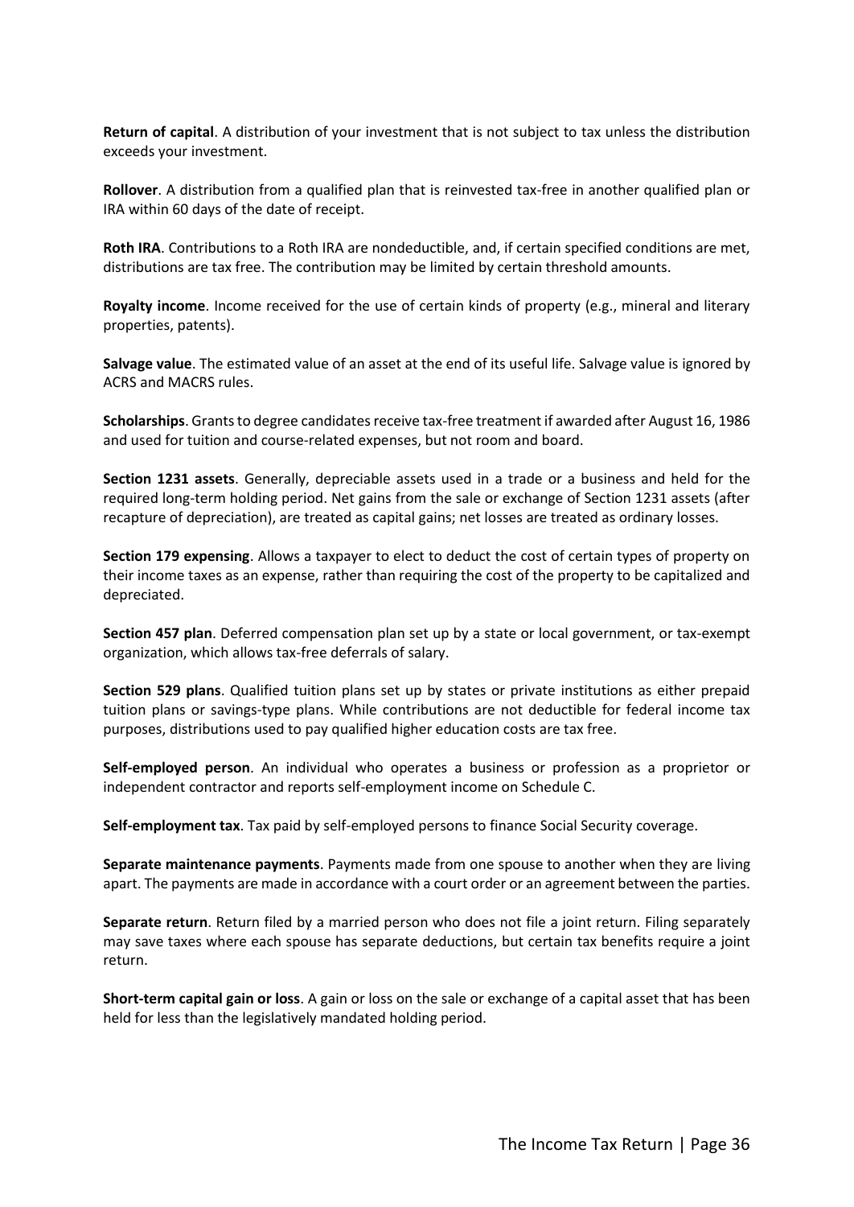**Return of capital**. A distribution of your investment that is not subject to tax unless the distribution exceeds your investment.

**Rollover**. A distribution from a qualified plan that is reinvested tax-free in another qualified plan or IRA within 60 days of the date of receipt.

**Roth IRA**. Contributions to a Roth IRA are nondeductible, and, if certain specified conditions are met, distributions are tax free. The contribution may be limited by certain threshold amounts.

**Royalty income**. Income received for the use of certain kinds of property (e.g., mineral and literary properties, patents).

**Salvage value**. The estimated value of an asset at the end of its useful life. Salvage value is ignored by ACRS and MACRS rules.

**Scholarships**. Grants to degree candidates receive tax-free treatment if awarded after August 16, 1986 and used for tuition and course-related expenses, but not room and board.

**Section 1231 assets**. Generally, depreciable assets used in a trade or a business and held for the required long-term holding period. Net gains from the sale or exchange of Section 1231 assets (after recapture of depreciation), are treated as capital gains; net losses are treated as ordinary losses.

**Section 179 expensing**. Allows a taxpayer to elect to deduct the cost of certain types of property on their income taxes as an expense, rather than requiring the cost of the property to be capitalized and depreciated.

**Section 457 plan**. Deferred compensation plan set up by a state or local government, or tax-exempt organization, which allows tax-free deferrals of salary.

**Section 529 plans**. Qualified tuition plans set up by states or private institutions as either prepaid tuition plans or savings-type plans. While contributions are not deductible for federal income tax purposes, distributions used to pay qualified higher education costs are tax free.

**Self-employed person**. An individual who operates a business or profession as a proprietor or independent contractor and reports self-employment income on Schedule C.

**Self-employment tax**. Tax paid by self-employed persons to finance Social Security coverage.

**Separate maintenance payments**. Payments made from one spouse to another when they are living apart. The payments are made in accordance with a court order or an agreement between the parties.

**Separate return**. Return filed by a married person who does not file a joint return. Filing separately may save taxes where each spouse has separate deductions, but certain tax benefits require a joint return.

**Short-term capital gain or loss**. A gain or loss on the sale or exchange of a capital asset that has been held for less than the legislatively mandated holding period.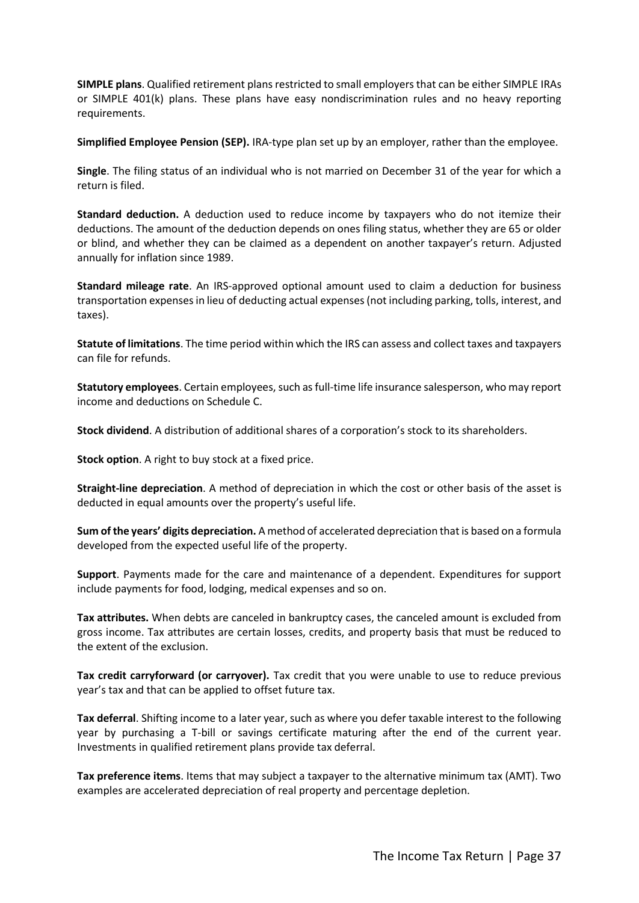**SIMPLE plans**. Qualified retirement plans restricted to small employers that can be either SIMPLE IRAs or SIMPLE 401(k) plans. These plans have easy nondiscrimination rules and no heavy reporting requirements.

**Simplified Employee Pension (SEP).** IRA-type plan set up by an employer, rather than the employee.

**Single**. The filing status of an individual who is not married on December 31 of the year for which a return is filed.

**Standard deduction.** A deduction used to reduce income by taxpayers who do not itemize their deductions. The amount of the deduction depends on ones filing status, whether they are 65 or older or blind, and whether they can be claimed as a dependent on another taxpayer's return. Adjusted annually for inflation since 1989.

**Standard mileage rate**. An IRS-approved optional amount used to claim a deduction for business transportation expenses in lieu of deducting actual expenses (not including parking, tolls, interest, and taxes).

**Statute of limitations**. The time period within which the IRS can assess and collect taxes and taxpayers can file for refunds.

**Statutory employees**. Certain employees, such as full-time life insurance salesperson, who may report income and deductions on Schedule C.

**Stock dividend**. A distribution of additional shares of a corporation's stock to its shareholders.

**Stock option**. A right to buy stock at a fixed price.

**Straight-line depreciation**. A method of depreciation in which the cost or other basis of the asset is deducted in equal amounts over the property's useful life.

**Sum of the years' digits depreciation.** A method of accelerated depreciation that is based on a formula developed from the expected useful life of the property.

**Support**. Payments made for the care and maintenance of a dependent. Expenditures for support include payments for food, lodging, medical expenses and so on.

**Tax attributes.** When debts are canceled in bankruptcy cases, the canceled amount is excluded from gross income. Tax attributes are certain losses, credits, and property basis that must be reduced to the extent of the exclusion.

**Tax credit carryforward (or carryover).** Tax credit that you were unable to use to reduce previous year's tax and that can be applied to offset future tax.

**Tax deferral**. Shifting income to a later year, such as where you defer taxable interest to the following year by purchasing a T-bill or savings certificate maturing after the end of the current year. Investments in qualified retirement plans provide tax deferral.

**Tax preference items**. Items that may subject a taxpayer to the alternative minimum tax (AMT). Two examples are accelerated depreciation of real property and percentage depletion.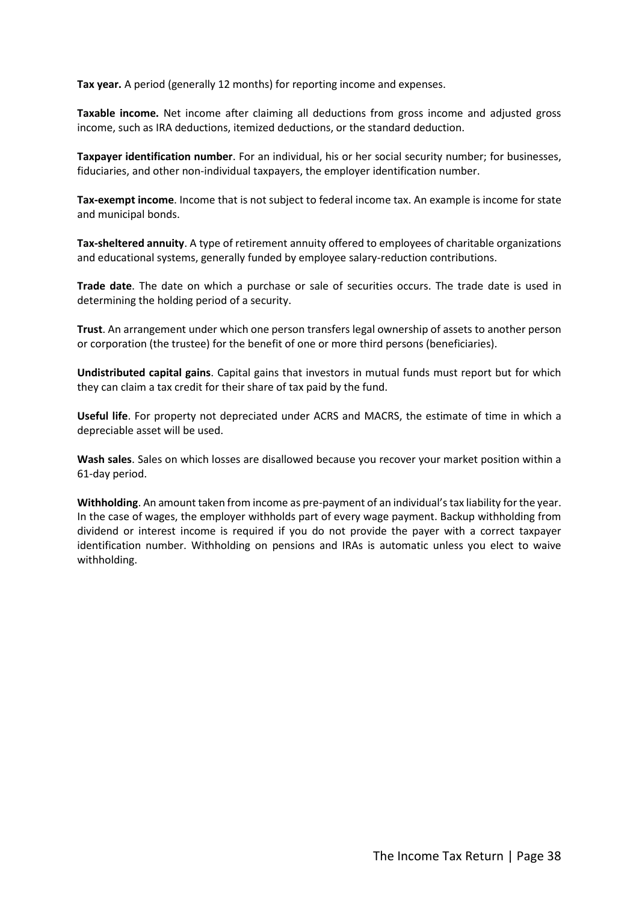**Tax year.** A period (generally 12 months) for reporting income and expenses.

**Taxable income.** Net income after claiming all deductions from gross income and adjusted gross income, such as IRA deductions, itemized deductions, or the standard deduction.

**Taxpayer identification number**. For an individual, his or her social security number; for businesses, fiduciaries, and other non-individual taxpayers, the employer identification number.

**Tax-exempt income**. Income that is not subject to federal income tax. An example is income for state and municipal bonds.

**Tax-sheltered annuity**. A type of retirement annuity offered to employees of charitable organizations and educational systems, generally funded by employee salary-reduction contributions.

**Trade date**. The date on which a purchase or sale of securities occurs. The trade date is used in determining the holding period of a security.

**Trust**. An arrangement under which one person transfers legal ownership of assets to another person or corporation (the trustee) for the benefit of one or more third persons (beneficiaries).

**Undistributed capital gains**. Capital gains that investors in mutual funds must report but for which they can claim a tax credit for their share of tax paid by the fund.

**Useful life**. For property not depreciated under ACRS and MACRS, the estimate of time in which a depreciable asset will be used.

**Wash sales**. Sales on which losses are disallowed because you recover your market position within a 61-day period.

**Withholding**. An amount taken from income as pre-payment of an individual's tax liability for the year. In the case of wages, the employer withholds part of every wage payment. Backup withholding from dividend or interest income is required if you do not provide the payer with a correct taxpayer identification number. Withholding on pensions and IRAs is automatic unless you elect to waive withholding.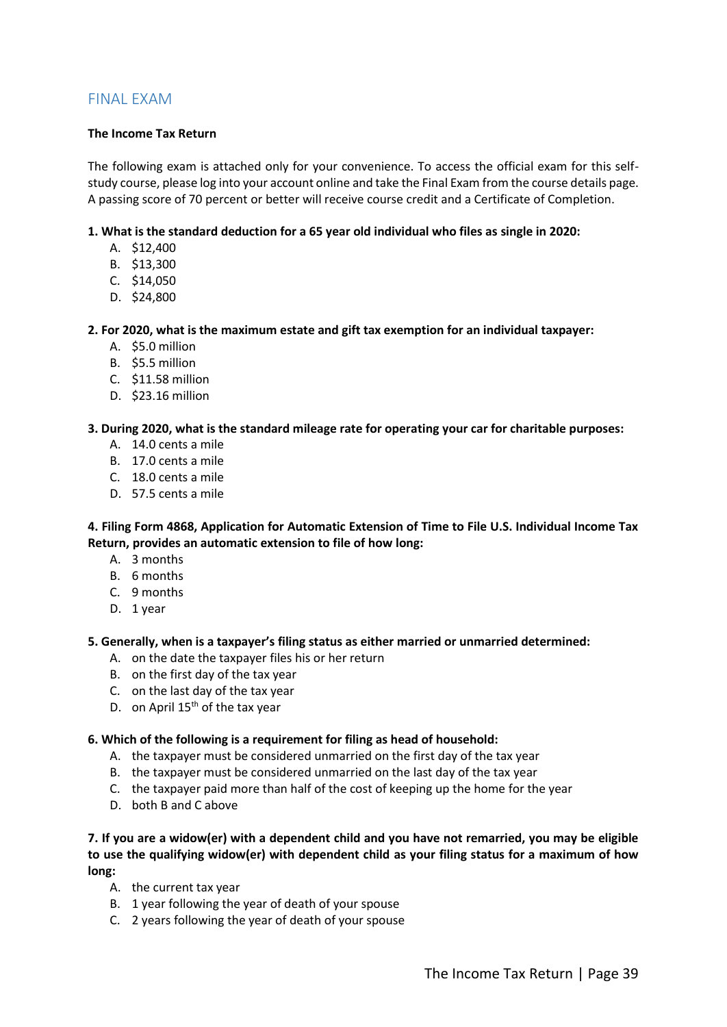## FINAL EXAM

**The Income Tax Return**

The following exam is attached only for your convenience. To access the official exam for this self-study course, please log into your account online and take the Final Exam from the course details page. A passing score of 70 percent or better will receive course credit and a Certificate of Completion.

**1. What is the standard deduction for a 65 year old individual who files as single in 2020:**

A. $12,400
B. $13,300
C. $14,050
D. $24,800

**2. For 2020, what is the maximum estate and gift tax exemption for an individual taxpayer:**

A. $5.0 million
B. $5.5 million
C. $11.58 million
D. $23.16 million

**3. During 2020, what is the standard mileage rate for operating your car for charitable purposes:**

A. 14.0 cents a mile
B. 17.0 cents a mile
C. 18.0 cents a mile
D. 57.5 cents a mile

**4. Filing Form 4868, Application for Automatic Extension of Time to File U.S. Individual Income Tax Return, provides an automatic extension to file of how long:**

A. 3 months
B. 6 months
C. 9 months
D. 1 year

**5. Generally, when is a taxpayer's filing status as either married or unmarried determined:**

A. on the date the taxpayer files his or her return
B. on the first day of the tax year
C. on the last day of the tax year
D. on April 15th of the tax year

**6. Which of the following is a requirement for filing as head of household:**

A. the taxpayer must be considered unmarried on the first day of the tax year
B. the taxpayer must be considered unmarried on the last day of the tax year
C. the taxpayer paid more than half of the cost of keeping up the home for the year
D. both B and C above

**7. If you are a widow(er) with a dependent child and you have not remarried, you may be eligible to use the qualifying widow(er) with dependent child as your filing status for a maximum of how long:**

A. the current tax year
B. 1 year following the year of death of your spouse
C. 2 years following the year of death of your spouse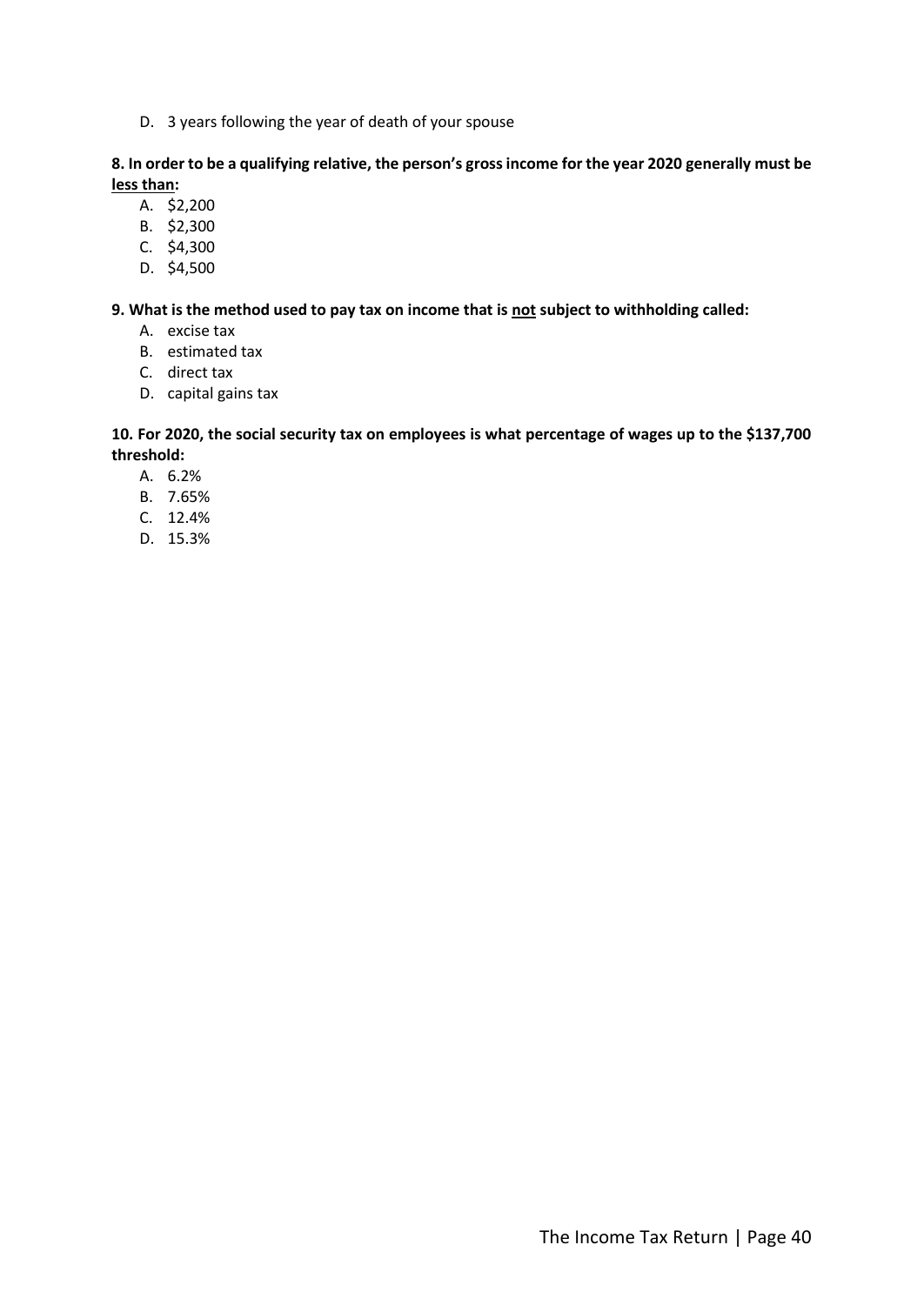D. 3 years following the year of death of your spouse

**8. In order to be a qualifying relative, the person's gross income for the year 2020 generally must be <u>less than</u>:**

A. $2,200
B. $2,300
C. $4,300
D. $4,500

**9. What is the method used to pay tax on income that is <u>not</u> subject to withholding called:**

A. excise tax
B. estimated tax
C. direct tax
D. capital gains tax

**10. For 2020, the social security tax on employees is what percentage of wages up to the $137,700 threshold:**

A. 6.2%
B. 7.65%
C. 12.4%
D. 15.3%